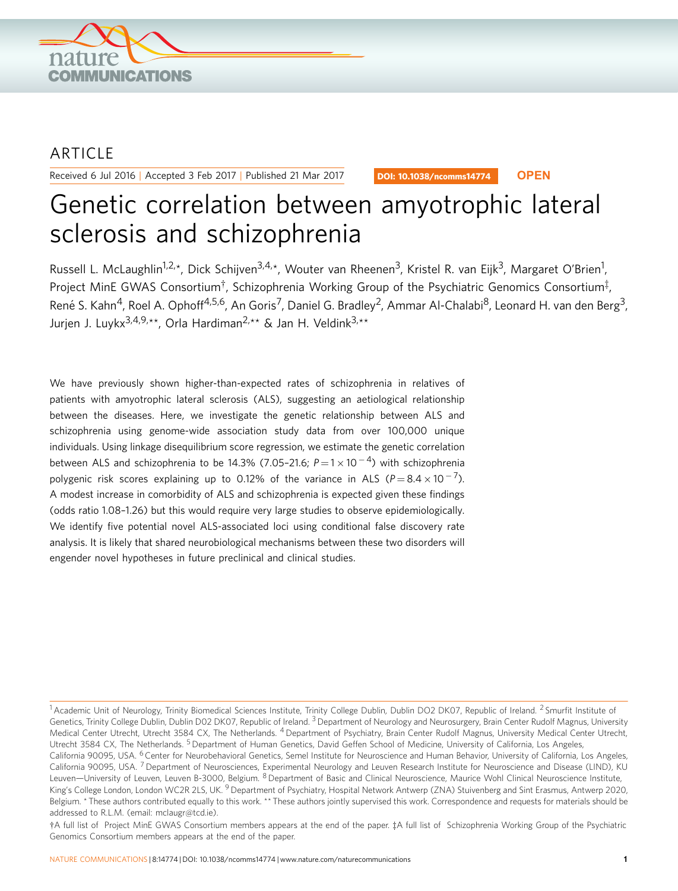ARTICLE

Received 6 Jul 2016 | Accepted 3 Feb 2017 | Published 21 Mar 2017

DOI: 10.1038/ncomms14774 **OPEN**

# Genetic correlation between amyotrophic lateral sclerosis and schizophrenia

Russell L. McLaughlin[1,2,*], Dick Schijven[3,4,*], Wouter van Rheenen[3], Kristel R. van Eijk[3], Margaret O'Brien[1], Project MinE GWAS Consortium[†], Schizophrenia Working Group of the Psychiatric Genomics Consortium[‡], René S. Kahn[4], Roel A. Ophoff[4,5,6], An Goris[7], Daniel G. Bradley[2], Ammar Al-Chalabi[8], Leonard H. van den Berg[3], Jurjen J. Luykx[3,4,9,**], Orla Hardiman[2,**] & Jan H. Veldink[3,**]

We have previously shown higher-than-expected rates of schizophrenia in relatives of patients with amyotrophic lateral sclerosis (ALS), suggesting an aetiological relationship between the diseases. Here, we investigate the genetic relationship between ALS and schizophrenia using genome-wide association study data from over 100,000 unique individuals. Using linkage disequilibrium score regression, we estimate the genetic correlation between ALS and schizophrenia to be 14.3% (7.05–21.6; $P = 1 \times 10^{-4}$) with schizophrenia polygenic risk scores explaining up to 0.12% of the variance in ALS ($P = 8.4 \times 10^{-7}$). A modest increase in comorbidity of ALS and schizophrenia is expected given these findings (odds ratio 1.08–1.26) but this would require very large studies to observe epidemiologically. We identify five potential novel ALS-associated loci using conditional false discovery rate analysis. It is likely that shared neurobiological mechanisms between these two disorders will engender novel hypotheses in future preclinical and clinical studies.

---

[1] Academic Unit of Neurology, Trinity Biomedical Sciences Institute, Trinity College Dublin, Dublin DO2 DK07, Republic of Ireland. [2] Smurfit Institute of Genetics, Trinity College Dublin, Dublin D02 DK07, Republic of Ireland. [3] Department of Neurology and Neurosurgery, Brain Center Rudolf Magnus, University Medical Center Utrecht, Utrecht 3584 CX, The Netherlands. [4] Department of Psychiatry, Brain Center Rudolf Magnus, University Medical Center Utrecht, Utrecht 3584 CX, The Netherlands. [5] Department of Human Genetics, David Geffen School of Medicine, University of California, Los Angeles, California 90095, USA. [6] Center for Neurobehavioral Genetics, Semel Institute for Neuroscience and Human Behavior, University of California, Los Angeles, California 90095, USA. [7] Department of Neurosciences, Experimental Neurology and Leuven Research Institute for Neuroscience and Disease (LIND), KU Leuven—University of Leuven, Leuven B-3000, Belgium. [8] Department of Basic and Clinical Neuroscience, Maurice Wohl Clinical Neuroscience Institute, King's College London, London WC2R 2LS, UK. [9] Department of Psychiatry, Hospital Network Antwerp (ZNA) Stuivenberg and Sint Erasmus, Antwerp 2020, Belgium. * These authors contributed equally to this work. ** These authors jointly supervised this work. Correspondence and requests for materials should be addressed to R.L.M. (email: mclaugr@tcd.ie).

†A full list of Project MinE GWAS Consortium members appears at the end of the paper. ‡A full list of Schizophrenia Working Group of the Psychiatric Genomics Consortium members appears at the end of the paper.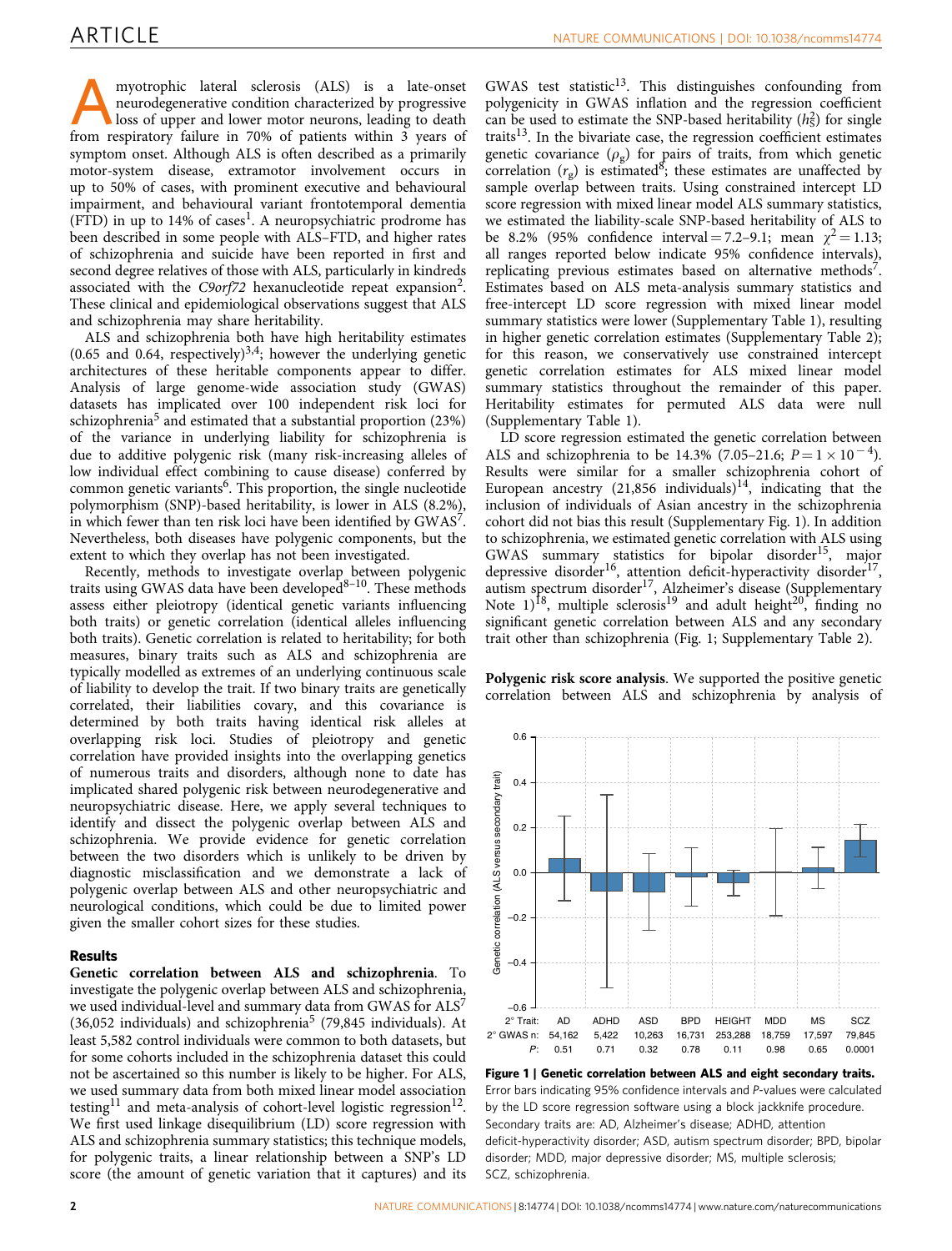Amyotrophic lateral sclerosis (ALS) is a late-onset neurodegenerative condition characterized by progressive loss of upper and lower motor neurons, leading to death from respiratory failure in 70% of patients within 3 years of symptom onset. Although ALS is often described as a primarily motor-system disease, extramotor involvement occurs in up to 50% of cases, with prominent executive and behavioural impairment, and behavioural variant frontotemporal dementia (FTD) in up to 14% of cases[1]. A neuropsychiatric prodrome has been described in some people with ALS–FTD, and higher rates of schizophrenia and suicide have been reported in first and second degree relatives of those with ALS, particularly in kindreds associated with the *C9orf72* hexanucleotide repeat expansion[2]. These clinical and epidemiological observations suggest that ALS and schizophrenia may share heritability.

ALS and schizophrenia both have high heritability estimates (0.65 and 0.64, respectively)[3,4]; however the underlying genetic architectures of these heritable components appear to differ. Analysis of large genome-wide association study (GWAS) datasets has implicated over 100 independent risk loci for schizophrenia[5] and estimated that a substantial proportion (23%) of the variance in underlying liability for schizophrenia is due to additive polygenic risk (many risk-increasing alleles of low individual effect combining to cause disease) conferred by common genetic variants[6]. This proportion, the single nucleotide polymorphism (SNP)-based heritability, is lower in ALS (8.2%), in which fewer than ten risk loci have been identified by GWAS[7]. Nevertheless, both diseases have polygenic components, but the extent to which they overlap has not been investigated.

Recently, methods to investigate overlap between polygenic traits using GWAS data have been developed[8–10]. These methods assess either pleiotropy (identical genetic variants influencing both traits) or genetic correlation (identical alleles influencing both traits). Genetic correlation is related to heritability; for both measures, binary traits such as ALS and schizophrenia are typically modelled as extremes of an underlying continuous scale of liability to develop the trait. If two binary traits are genetically correlated, their liabilities covary, and this covariance is determined by both traits having identical risk alleles at overlapping risk loci. Studies of pleiotropy and genetic correlation have provided insights into the overlapping genetics of numerous traits and disorders, although none to date has implicated shared polygenic risk between neurodegenerative and neuropsychiatric disease. Here, we apply several techniques to identify and dissect the polygenic overlap between ALS and schizophrenia. We provide evidence for genetic correlation between the two disorders which is unlikely to be driven by diagnostic misclassification and we demonstrate a lack of polygenic overlap between ALS and other neuropsychiatric and neurological conditions, which could be due to limited power given the smaller cohort sizes for these studies.

## Results

**Genetic correlation between ALS and schizophrenia**. To investigate the polygenic overlap between ALS and schizophrenia, we used individual-level and summary data from GWAS for ALS[7] (36,052 individuals) and schizophrenia[5] (79,845 individuals). At least 5,582 control individuals were common to both datasets, but for some cohorts included in the schizophrenia dataset this could not be ascertained so this number is likely to be higher. For ALS, we used summary data from both mixed linear model association testing[11] and meta-analysis of cohort-level logistic regression[12]. We first used linkage disequilibrium (LD) score regression with ALS and schizophrenia summary statistics; this technique models, for polygenic traits, a linear relationship between a SNP's LD score (the amount of genetic variation that it captures) and its GWAS test statistic[13]. This distinguishes confounding from polygenicity in GWAS inflation and the regression coefficient can be used to estimate the SNP-based heritability ($h^2_S$) for single traits[13]. In the bivariate case, the regression coefficient estimates genetic covariance ($\rho_g$) for pairs of traits, from which genetic correlation ($r_g$) is estimated[8]; these estimates are unaffected by sample overlap between traits. Using constrained intercept LD score regression with mixed linear model ALS summary statistics, we estimated the liability-scale SNP-based heritability of ALS to be 8.2% (95% confidence interval = 7.2–9.1; mean $\chi^2 = 1.13$; all ranges reported below indicate 95% confidence intervals), replicating previous estimates based on alternative methods[7]. Estimates based on ALS meta-analysis summary statistics and free-intercept LD score regression with mixed linear model summary statistics were lower (Supplementary Table 1), resulting in higher genetic correlation estimates (Supplementary Table 2); for this reason, we conservatively use constrained intercept genetic correlation estimates for ALS mixed linear model summary statistics throughout the remainder of this paper. Heritability estimates for permuted ALS data were null (Supplementary Table 1).

LD score regression estimated the genetic correlation between ALS and schizophrenia to be 14.3% (7.05–21.6; $P = 1 \times 10^{-4}$). Results were similar for a smaller schizophrenia cohort of European ancestry (21,856 individuals)[14], indicating that the inclusion of individuals of Asian ancestry in the schizophrenia cohort did not bias this result (Supplementary Fig. 1). In addition to schizophrenia, we estimated genetic correlation with ALS using GWAS summary statistics for bipolar disorder[15], major depressive disorder[16], attention deficit-hyperactivity disorder[17], autism spectrum disorder[17], Alzheimer's disease (Supplementary Note 1)[18], multiple sclerosis[19] and adult height[20], finding no significant genetic correlation between ALS and any secondary trait other than schizophrenia (Fig. 1; Supplementary Table 2).

**Polygenic risk score analysis**. We supported the positive genetic correlation between ALS and schizophrenia by analysis of

| 2° Trait: | AD | ADHD | ASD | BPD | HEIGHT | MDD | MS | SCZ |
|---|---|---|---|---|---|---|---|---|
| 2° GWAS n: | 54,162 | 5,422 | 10,263 | 16,731 | 253,288 | 18,759 | 17,597 | 79,845 |
| P: | 0.51 | 0.71 | 0.32 | 0.78 | 0.11 | 0.98 | 0.65 | 0.0001 |

**Figure 1 | Genetic correlation between ALS and eight secondary traits.** Error bars indicating 95% confidence intervals and P-values were calculated by the LD score regression software using a block jackknife procedure. Secondary traits are: AD, Alzheimer's disease; ADHD, attention deficit-hyperactivity disorder; ASD, autism spectrum disorder; BPD, bipolar disorder; MDD, major depressive disorder; MS, multiple sclerosis; SCZ, schizophrenia.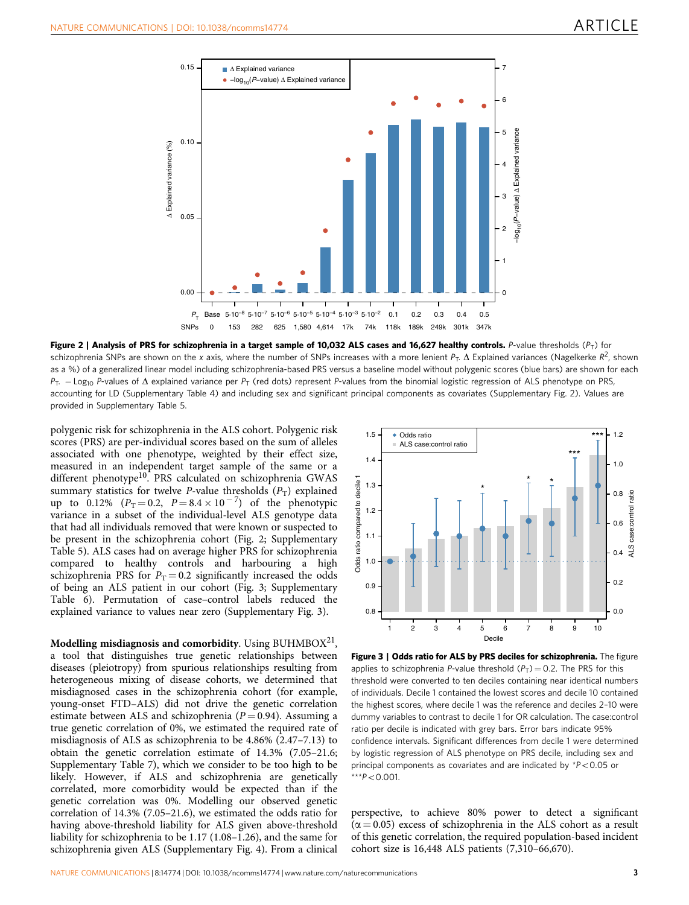**Figure 2 | Analysis of PRS for schizophrenia in a target sample of 10,032 ALS cases and 16,627 healthy controls.** *P*-value thresholds ($P_T$) for schizophrenia SNPs are shown on the *x* axis, where the number of SNPs increases with a more lenient $P_T$. Δ Explained variances (Nagelkerke $R^2$, shown as a %) of a generalized linear model including schizophrenia-based PRS versus a baseline model without polygenic scores (blue bars) are shown for each $P_T$. $-\text{Log}_{10}$ *P*-values of Δ explained variance per $P_T$ (red dots) represent *P*-values from the binomial logistic regression of ALS phenotype on PRS, accounting for LD (Supplementary Table 4) and including sex and significant principal components as covariates (Supplementary Fig. 2). Values are provided in Supplementary Table 5.

polygenic risk for schizophrenia in the ALS cohort. Polygenic risk scores (PRS) are per-individual scores based on the sum of alleles associated with one phenotype, weighted by their effect size, measured in an independent target sample of the same or a different phenotype[10]. PRS calculated on schizophrenia GWAS summary statistics for twelve *P*-value thresholds ($P_T$) explained up to 0.12% ($P_T = 0.2$, $P = 8.4 \times 10^{-7}$) of the phenotypic variance in a subset of the individual-level ALS genotype data that had all individuals removed that were known or suspected to be present in the schizophrenia cohort (Fig. 2; Supplementary Table 5). ALS cases had on average higher PRS for schizophrenia compared to healthy controls and harbouring a high schizophrenia PRS for $P_T = 0.2$ significantly increased the odds of being an ALS patient in our cohort (Fig. 3; Supplementary Table 6). Permutation of case–control labels reduced the explained variance to values near zero (Supplementary Fig. 3).

**Modelling misdiagnosis and comorbidity**. Using BUHMBOX[21], a tool that distinguishes true genetic relationships between diseases (pleiotropy) from spurious relationships resulting from heterogeneous mixing of disease cohorts, we determined that misdiagnosed cases in the schizophrenia cohort (for example, young-onset FTD–ALS) did not drive the genetic correlation estimate between ALS and schizophrenia ($P = 0.94$). Assuming a true genetic correlation of 0%, we estimated the required rate of misdiagnosis of ALS as schizophrenia to be 4.86% (2.47–7.13) to obtain the genetic correlation estimate of 14.3% (7.05–21.6; Supplementary Table 7), which we consider to be too high to be likely. However, if ALS and schizophrenia are genetically correlated, more comorbidity would be expected than if the genetic correlation was 0%. Modelling our observed genetic correlation of 14.3% (7.05–21.6), we estimated the odds ratio for having above-threshold liability for ALS given above-threshold liability for schizophrenia to be 1.17 (1.08–1.26), and the same for schizophrenia given ALS (Supplementary Fig. 4). From a clinical perspective, to achieve 80% power to detect a significant ($\alpha = 0.05$) excess of schizophrenia in the ALS cohort as a result of this genetic correlation, the required population-based incident cohort size is 16,448 ALS patients (7,310–66,670).

**Figure 3 | Odds ratio for ALS by PRS deciles for schizophrenia.** The figure applies to schizophrenia *P*-value threshold ($P_T$) = 0.2. The PRS for this threshold were converted to ten deciles containing near identical numbers of individuals. Decile 1 contained the lowest scores and decile 10 contained the highest scores, where decile 1 was the reference and deciles 2–10 were dummy variables to contrast to decile 1 for OR calculation. The case:control ratio per decile is indicated with grey bars. Error bars indicate 95% confidence intervals. Significant differences from decile 1 were determined by logistic regression of ALS phenotype on PRS decile, including sex and principal components as covariates and are indicated by \**P* < 0.05 or \*\*\**P* < 0.001.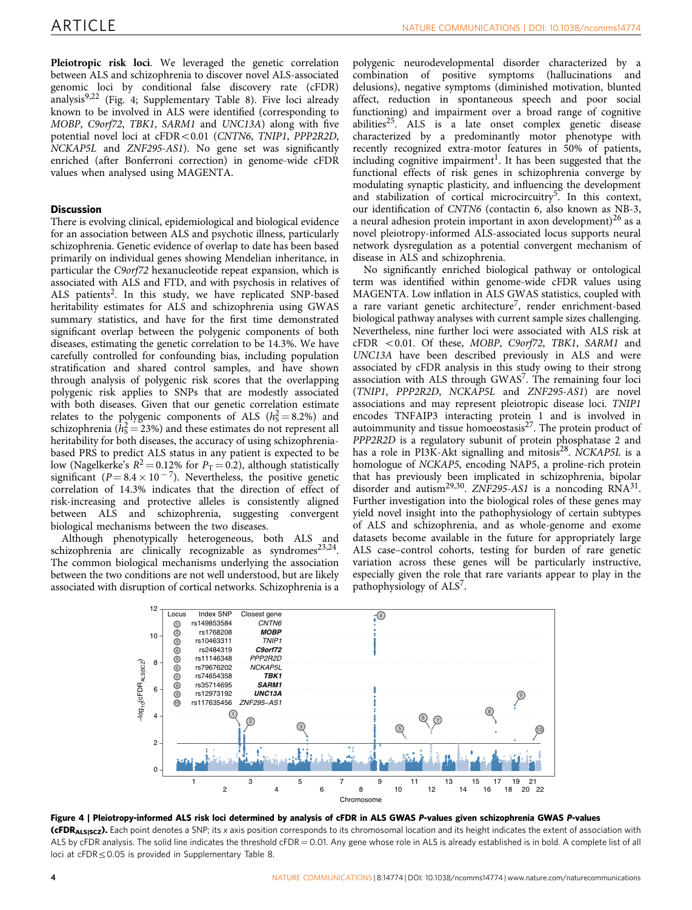**Pleiotropic risk loci**. We leveraged the genetic correlation between ALS and schizophrenia to discover novel ALS-associated genomic loci by conditional false discovery rate (cFDR) analysis[9,22] (Fig. 4; Supplementary Table 8). Five loci already known to be involved in ALS were identified (corresponding to *MOBP*, *C9orf72*, *TBK1*, *SARM1* and *UNC13A*) along with five potential novel loci at cFDR < 0.01 (*CNTN6*, *TNIP1*, *PPP2R2D*, *NCKAP5L* and *ZNF295-AS1*). No gene set was significantly enriched (after Bonferroni correction) in genome-wide cFDR values when analysed using MAGENTA.

## Discussion

There is evolving clinical, epidemiological and biological evidence for an association between ALS and psychotic illness, particularly schizophrenia. Genetic evidence of overlap to date has been based primarily on individual genes showing Mendelian inheritance, in particular the *C9orf72* hexanucleotide repeat expansion, which is associated with ALS and FTD, and with psychosis in relatives of ALS patients[2]. In this study, we have replicated SNP-based heritability estimates for ALS and schizophrenia using GWAS summary statistics, and have for the first time demonstrated significant overlap between the polygenic components of both diseases, estimating the genetic correlation to be 14.3%. We have carefully controlled for confounding bias, including population stratification and shared control samples, and have shown through analysis of polygenic risk scores that the overlapping polygenic risk applies to SNPs that are modestly associated with both diseases. Given that our genetic correlation estimate relates to the polygenic components of ALS ($h^2_S = 8.2\%$) and schizophrenia ($h^2_S = 23\%$) and these estimates do not represent all heritability for both diseases, the accuracy of using schizophrenia-based PRS to predict ALS status in any patient is expected to be low (Nagelkerke's $R^2 = 0.12\%$ for $P_T = 0.2$), although statistically significant ($P = 8.4 \times 10^{-7}$). Nevertheless, the positive genetic correlation of 14.3% indicates that the direction of effect of risk-increasing and protective alleles is consistently aligned between ALS and schizophrenia, suggesting convergent biological mechanisms between the two diseases.

Although phenotypically heterogeneous, both ALS and schizophrenia are clinically recognizable as syndromes[23,24]. The common biological mechanisms underlying the association between the two conditions are not well understood, but are likely associated with disruption of cortical networks. Schizophrenia is a polygenic neurodevelopmental disorder characterized by a combination of positive symptoms (hallucinations and delusions), negative symptoms (diminished motivation, blunted affect, reduction in spontaneous speech and poor social functioning) and impairment over a broad range of cognitive abilities[25]. ALS is a late onset complex genetic disease characterized by a predominantly motor phenotype with recently recognized extra-motor features in 50% of patients, including cognitive impairment[1]. It has been suggested that the functional effects of risk genes in schizophrenia converge by modulating synaptic plasticity, and influencing the development and stabilization of cortical microcircuitry[5]. In this context, our identification of *CNTN6* (contactin 6, also known as NB-3, a neural adhesion protein important in axon development)[26] as a novel pleiotropy-informed ALS-associated locus supports neural network dysregulation as a potential convergent mechanism of disease in ALS and schizophrenia.

No significantly enriched biological pathway or ontological term was identified within genome-wide cFDR values using MAGENTA. Low inflation in ALS GWAS statistics, coupled with a rare variant genetic architecture[7], render enrichment-based biological pathway analyses with current sample sizes challenging. Nevertheless, nine further loci were associated with ALS risk at cFDR < 0.01. Of these, *MOBP*, *C9orf72*, *TBK1*, *SARM1* and *UNC13A* have been described previously in ALS and were associated by cFDR analysis in this study owing to their strong association with ALS through GWAS[7]. The remaining four loci (*TNIP1*, *PPP2R2D*, *NCKAP5L* and *ZNF295-AS1*) are novel associations and may represent pleiotropic disease loci. *TNIP1* encodes TNFAIP3 interacting protein 1 and is involved in autoimmunity and tissue homoeostasis[27]. The protein product of *PPP2R2D* is a regulatory subunit of protein phosphatase 2 and has a role in PI3K-Akt signalling and mitosis[28]. *NCKAP5L* is a homologue of *NCKAP5*, encoding NAP5, a proline-rich protein that has previously been implicated in schizophrenia, bipolar disorder and autism[29,30]. *ZNF295-AS1* is a noncoding RNA[31]. Further investigation into the biological roles of these genes may yield novel insight into the pathophysiology of certain subtypes of ALS and schizophrenia, and as whole-genome and exome datasets become available in the future for appropriately large ALS case–control cohorts, testing for burden of rare genetic variation across these genes will be particularly instructive, especially given the role that rare variants appear to play in the pathophysiology of ALS[7].

| Locus | Index SNP | Closest gene |
|---|---|---|
| 1 | rs149853584 | *CNTN6* |
| 2 | rs1768208 | ***MOBP*** |
| 3 | rs10463311 | *TNIP1* |
| 4 | rs2484319 | ***C9orf72*** |
| 5 | rs11146348 | *PPP2R2D* |
| 6 | rs79676202 | *NCKAP5L* |
| 7 | rs74654358 | ***TBK1*** |
| 8 | rs35714695 | ***SARM1*** |
| 9 | rs12973192 | ***UNC13A*** |
| 10 | rs117635456 | *ZNF295–AS1* |

**Figure 4 | Pleiotropy-informed ALS risk loci determined by analysis of cFDR in ALS GWAS *P*-values given schizophrenia GWAS *P*-values ($\mathbf{cFDR_{ALS|SCZ}}$).** Each point denotes a SNP; its *x* axis position corresponds to its chromosomal location and its height indicates the extent of association with ALS by cFDR analysis. The solid line indicates the threshold cFDR = 0.01. Any gene whose role in ALS is already established is in bold. A complete list of all loci at cFDR ≤ 0.05 is provided in Supplementary Table 8.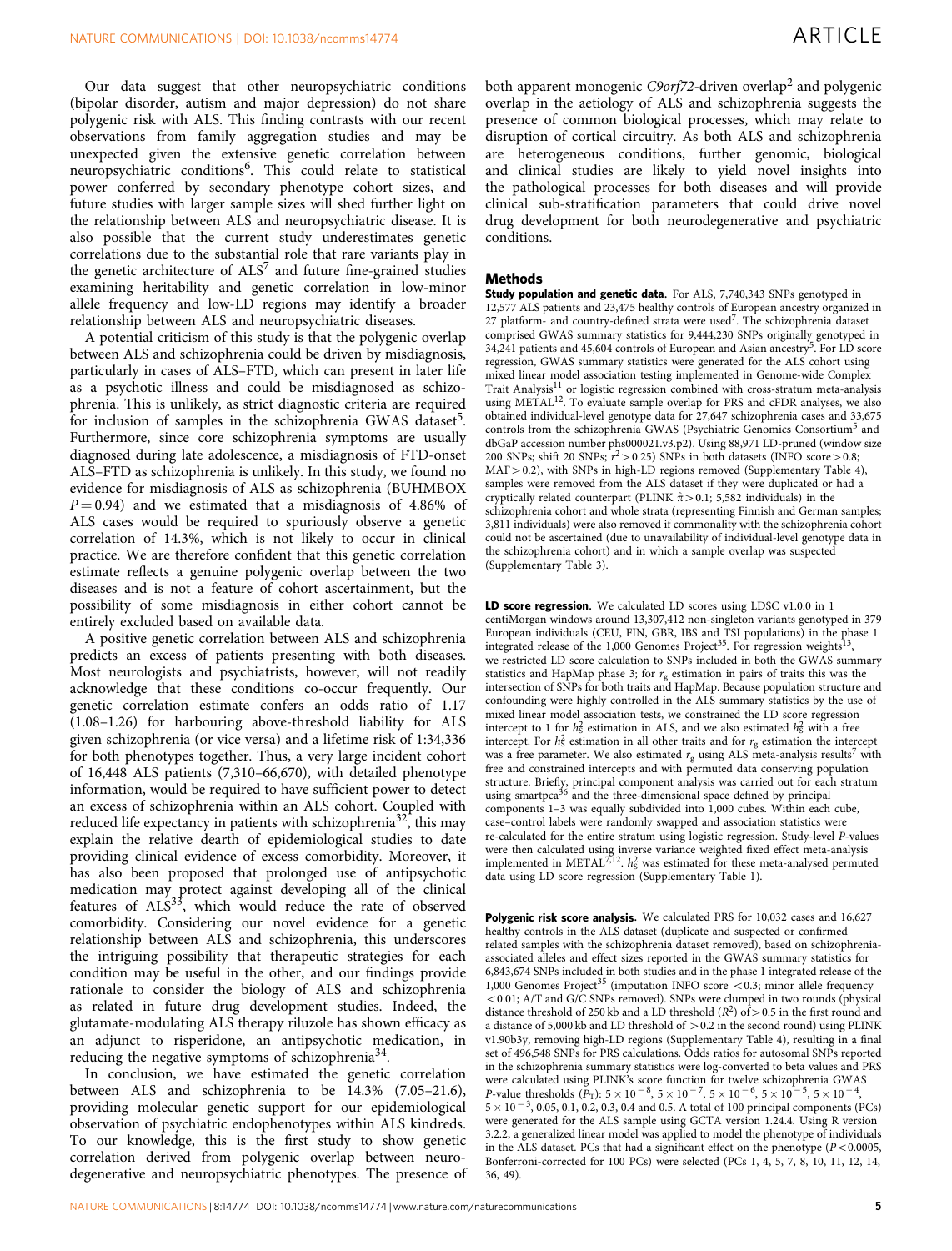Our data suggest that other neuropsychiatric conditions (bipolar disorder, autism and major depression) do not share polygenic risk with ALS. This finding contrasts with our recent observations from family aggregation studies and may be unexpected given the extensive genetic correlation between neuropsychiatric conditions[6]. This could relate to statistical power conferred by secondary phenotype cohort sizes, and future studies with larger sample sizes will shed further light on the relationship between ALS and neuropsychiatric disease. It is also possible that the current study underestimates genetic correlations due to the substantial role that rare variants play in the genetic architecture of ALS[7] and future fine-grained studies examining heritability and genetic correlation in low-minor allele frequency and low-LD regions may identify a broader relationship between ALS and neuropsychiatric diseases.

A potential criticism of this study is that the polygenic overlap between ALS and schizophrenia could be driven by misdiagnosis, particularly in cases of ALS–FTD, which can present in later life as a psychotic illness and could be misdiagnosed as schizophrenia. This is unlikely, as strict diagnostic criteria are required for inclusion of samples in the schizophrenia GWAS dataset[5]. Furthermore, since core schizophrenia symptoms are usually diagnosed during late adolescence, a misdiagnosis of FTD-onset ALS–FTD as schizophrenia is unlikely. In this study, we found no evidence for misdiagnosis of ALS as schizophrenia (BUHMBOX $P = 0.94$) and we estimated that a misdiagnosis of 4.86% of ALS cases would be required to spuriously observe a genetic correlation of 14.3%, which is not likely to occur in clinical practice. We are therefore confident that this genetic correlation estimate reflects a genuine polygenic overlap between the two diseases and is not a feature of cohort ascertainment, but the possibility of some misdiagnosis in either cohort cannot be entirely excluded based on available data.

A positive genetic correlation between ALS and schizophrenia predicts an excess of patients presenting with both diseases. Most neurologists and psychiatrists, however, will not readily acknowledge that these conditions co-occur frequently. Our genetic correlation estimate confers an odds ratio of 1.17 (1.08–1.26) for harbouring above-threshold liability for ALS given schizophrenia (or vice versa) and a lifetime risk of 1:34,336 for both phenotypes together. Thus, a very large incident cohort of 16,448 ALS patients (7,310–66,670), with detailed phenotype information, would be required to have sufficient power to detect an excess of schizophrenia within an ALS cohort. Coupled with reduced life expectancy in patients with schizophrenia[32], this may explain the relative dearth of epidemiological studies to date providing clinical evidence of excess comorbidity. Moreover, it has also been proposed that prolonged use of antipsychotic medication may protect against developing all of the clinical features of ALS[33], which would reduce the rate of observed comorbidity. Considering our novel evidence for a genetic relationship between ALS and schizophrenia, this underscores the intriguing possibility that therapeutic strategies for each condition may be useful in the other, and our findings provide rationale to consider the biology of ALS and schizophrenia as related in future drug development studies. Indeed, the glutamate-modulating ALS therapy riluzole has shown efficacy as an adjunct to risperidone, an antipsychotic medication, in reducing the negative symptoms of schizophrenia[34].

In conclusion, we have estimated the genetic correlation between ALS and schizophrenia to be 14.3% (7.05–21.6), providing molecular genetic support for our epidemiological observation of psychiatric endophenotypes within ALS kindreds. To our knowledge, this is the first study to show genetic correlation derived from polygenic overlap between neurodegenerative and neuropsychiatric phenotypes. The presence of both apparent monogenic *C9orf72*-driven overlap[2] and polygenic overlap in the aetiology of ALS and schizophrenia suggests the presence of common biological processes, which may relate to disruption of cortical circuitry. As both ALS and schizophrenia are heterogeneous conditions, further genomic, biological and clinical studies are likely to yield novel insights into the pathological processes for both diseases and will provide clinical sub-stratification parameters that could drive novel drug development for both neurodegenerative and psychiatric conditions.

## Methods

**Study population and genetic data.** For ALS, 7,740,343 SNPs genotyped in 12,577 ALS patients and 23,475 healthy controls of European ancestry organized in 27 platform- and country-defined strata were used[7]. The schizophrenia dataset comprised GWAS summary statistics for 9,444,230 SNPs originally genotyped in 34,241 patients and 45,604 controls of European and Asian ancestry[5]. For LD score regression, GWAS summary statistics were generated for the ALS cohort using mixed linear model association testing implemented in Genome-wide Complex Trait Analysis[11] or logistic regression combined with cross-stratum meta-analysis using METAL[12]. To evaluate sample overlap for PRS and cFDR analyses, we also obtained individual-level genotype data for 27,647 schizophrenia cases and 33,675 controls from the schizophrenia GWAS (Psychiatric Genomics Consortium[5] and dbGaP accession number phs000021.v3.p2). Using 88,971 LD-pruned (window size 200 SNPs; shift 20 SNPs; $r^2 > 0.25$) SNPs in both datasets (INFO score $> 0.8$; MAF $> 0.2$), with SNPs in high-LD regions removed (Supplementary Table 4), samples were removed from the ALS dataset if they were duplicated or had a cryptically related counterpart (PLINK $\hat{\pi} > 0.1$; 5,582 individuals) in the schizophrenia cohort and whole strata (representing Finnish and German samples; 3,811 individuals) were also removed if commonality with the schizophrenia cohort could not be ascertained (due to unavailability of individual-level genotype data in the schizophrenia cohort) and in which a sample overlap was suspected (Supplementary Table 3).

**LD score regression.** We calculated LD scores using LDSC v1.0.0 in 1 centiMorgan windows around 13,307,412 non-singleton variants genotyped in 379 European individuals (CEU, FIN, GBR, IBS and TSI populations) in the phase 1 integrated release of the 1,000 Genomes Project[35]. For regression weights[13], we restricted LD score calculation to SNPs included in both the GWAS summary statistics and HapMap phase 3; for $r_g$ estimation in pairs of traits this was the intersection of SNPs for both traits and HapMap. Because population structure and confounding were highly controlled in the ALS summary statistics by the use of mixed linear model association tests, we constrained the LD score regression intercept to 1 for $h_S^2$ estimation in ALS, and we also estimated $h_S^2$ with a free intercept. For $h_S^2$ estimation in all other traits and for $r_g$ estimation the intercept was a free parameter. We also estimated $r_g$ using ALS meta-analysis results[7] with free and constrained intercepts and with permuted data conserving population structure. Briefly, principal component analysis was carried out for each stratum using smartpca[36] and the three-dimensional space defined by principal components 1–3 was equally subdivided into 1,000 cubes. Within each cube, case–control labels were randomly swapped and association statistics were re-calculated for the entire stratum using logistic regression. Study-level *P*-values were then calculated using inverse variance weighted fixed effect meta-analysis implemented in METAL[7,12]. $h_S^2$ was estimated for these meta-analysed permuted data using LD score regression (Supplementary Table 1).

**Polygenic risk score analysis.** We calculated PRS for 10,032 cases and 16,627 healthy controls in the ALS dataset (duplicate and suspected or confirmed related samples with the schizophrenia dataset removed), based on schizophrenia-associated alleles and effect sizes reported in the GWAS summary statistics for 6,843,674 SNPs included in both studies and in the phase 1 integrated release of the 1,000 Genomes Project[35] (imputation INFO score $< 0.3$; minor allele frequency $< 0.01$; A/T and G/C SNPs removed). SNPs were clumped in two rounds (physical distance threshold of 250 kb and a LD threshold ($R^2$) of $> 0.5$ in the first round and a distance of 5,000 kb and LD threshold of $> 0.2$ in the second round) using PLINK v1.90b3y, removing high-LD regions (Supplementary Table 4), resulting in a final set of 496,548 SNPs for PRS calculations. Odds ratios for autosomal SNPs reported in the schizophrenia summary statistics were log-converted to beta values and PRS were calculated using PLINK's score function for twelve schizophrenia GWAS *P*-value thresholds ($P_T$): $5 \times 10^{-8}$, $5 \times 10^{-7}$, $5 \times 10^{-6}$, $5 \times 10^{-5}$, $5 \times 10^{-4}$, $5 \times 10^{-3}$, 0.05, 0.1, 0.2, 0.3, 0.4 and 0.5. A total of 100 principal components (PCs) were generated for the ALS sample using GCTA version 1.24.4. Using R version 3.2.2, a generalized linear model was applied to model the phenotype of individuals in the ALS dataset. PCs that had a significant effect on the phenotype ($P < 0.0005$, Bonferroni-corrected for 100 PCs) were selected (PCs 1, 4, 5, 7, 8, 10, 11, 12, 14, 36, 49).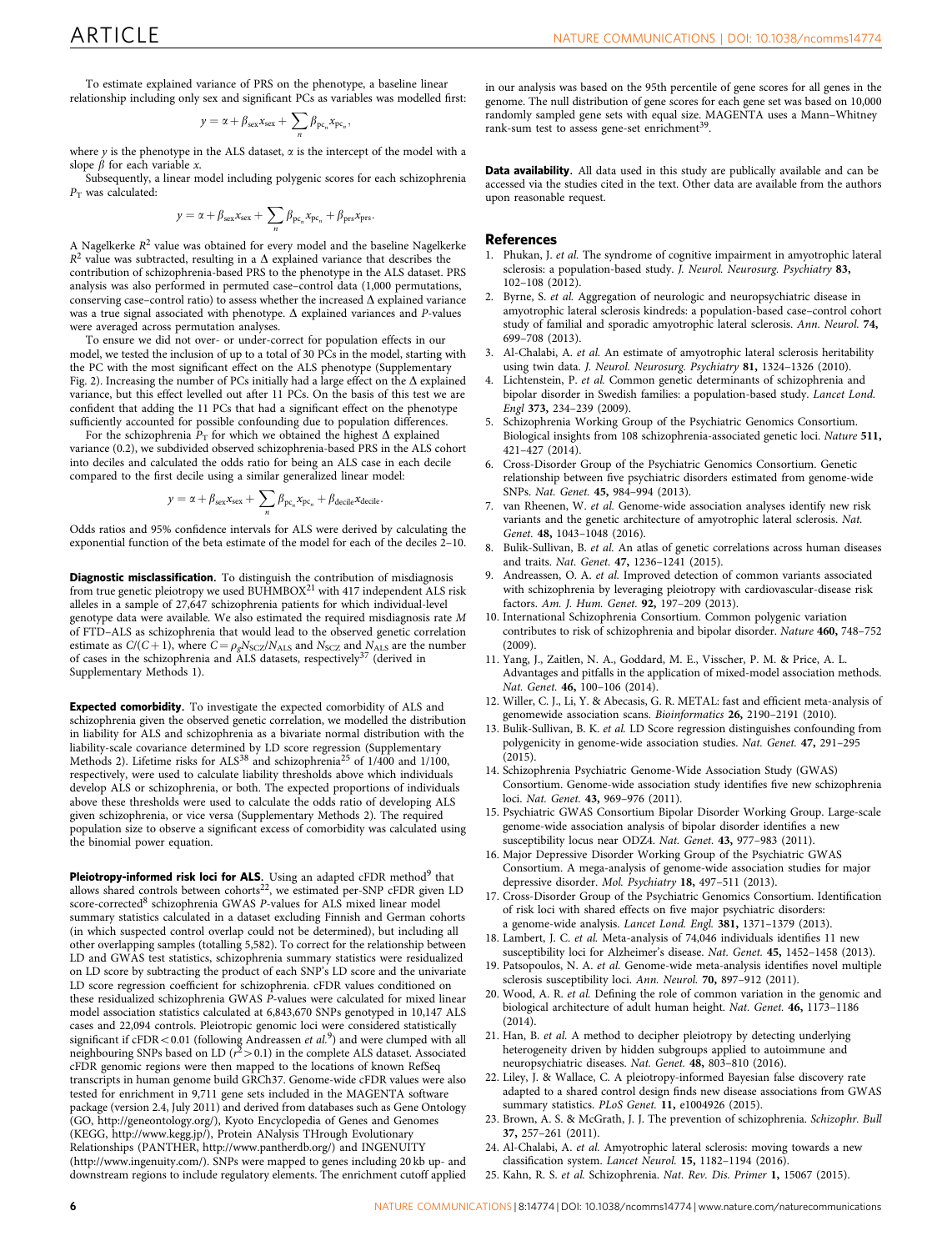To estimate explained variance of PRS on the phenotype, a baseline linear relationship including only sex and significant PCs as variables was modelled first:

$$y = \alpha + \beta_{\text{sex}}x_{\text{sex}} + \sum_{n} \beta_{\text{pc}_n} x_{\text{pc}_n},$$

where $y$ is the phenotype in the ALS dataset, $\alpha$ is the intercept of the model with a slope $\beta$ for each variable $x$.

Subsequently, a linear model including polygenic scores for each schizophrenia $P_{\text{T}}$ was calculated:

$$y = \alpha + \beta_{\text{sex}}x_{\text{sex}} + \sum_{n} \beta_{\text{pc}_n} x_{\text{pc}_n} + \beta_{\text{prs}}x_{\text{prs}}.$$

A Nagelkerke $R^2$ value was obtained for every model and the baseline Nagelkerke $R^2$ value was subtracted, resulting in a Δ explained variance that describes the contribution of schizophrenia-based PRS to the phenotype in the ALS dataset. PRS analysis was also performed in permuted case–control data (1,000 permutations, conserving case–control ratio) to assess whether the increased Δ explained variance was a true signal associated with phenotype. Δ explained variances and $P$-values were averaged across permutation analyses.

To ensure we did not over- or under-correct for population effects in our model, we tested the inclusion of up to a total of 30 PCs in the model, starting with the PC with the most significant effect on the ALS phenotype (Supplementary Fig. 2). Increasing the number of PCs initially had a large effect on the Δ explained variance, but this effect levelled out after 11 PCs. On the basis of this test we are confident that adding the 11 PCs that had a significant effect on the phenotype sufficiently accounted for possible confounding due to population differences.

For the schizophrenia $P_{\text{T}}$ for which we obtained the highest Δ explained variance (0.2), we subdivided observed schizophrenia-based PRS in the ALS cohort into deciles and calculated the odds ratio for being an ALS case in each decile compared to the first decile using a similar generalized linear model:

$$y = \alpha + \beta_{\text{sex}}x_{\text{sex}} + \sum_{n} \beta_{\text{pc}_n} x_{\text{pc}_n} + \beta_{\text{decile}}x_{\text{decile}}.$$

Odds ratios and 95% confidence intervals for ALS were derived by calculating the exponential function of the beta estimate of the model for each of the deciles 2–10.

**Diagnostic misclassification.** To distinguish the contribution of misdiagnosis from true genetic pleiotropy we used BUHMBOX[21] with 417 independent ALS risk alleles in a sample of 27,647 schizophrenia patients for which individual-level genotype data were available. We also estimated the required misdiagnosis rate $M$ of FTD–ALS as schizophrenia that would lead to the observed genetic correlation estimate as $C/(C+1)$, where $C = \rho_g N_{\text{SCZ}}/N_{\text{ALS}}$ and $N_{\text{SCZ}}$ and $N_{\text{ALS}}$ are the number of cases in the schizophrenia and ALS datasets, respectively[37] (derived in Supplementary Methods 1).

**Expected comorbidity.** To investigate the expected comorbidity of ALS and schizophrenia given the observed genetic correlation, we modelled the distribution in liability for ALS and schizophrenia as a bivariate normal distribution with the liability-scale covariance determined by LD score regression (Supplementary Methods 2). Lifetime risks for ALS[38] and schizophrenia[25] of 1/400 and 1/100, respectively, were used to calculate liability thresholds above which individuals develop ALS or schizophrenia, or both. The expected proportions of individuals above these thresholds were used to calculate the odds ratio of developing ALS given schizophrenia, or vice versa (Supplementary Methods 2). The required population size to observe a significant excess of comorbidity was calculated using the binomial power equation.

**Pleiotropy-informed risk loci for ALS.** Using an adapted cFDR method[9] that allows shared controls between cohorts[22], we estimated per-SNP cFDR given LD score-corrected[8] schizophrenia GWAS $P$-values for ALS mixed linear model summary statistics calculated in a dataset excluding Finnish and German cohorts (in which suspected control overlap could not be determined), but including all other overlapping samples (totalling 5,582). To correct for the relationship between LD and GWAS test statistics, schizophrenia summary statistics were residualized on LD score by subtracting the product of each SNP's LD score and the univariate LD score regression coefficient for schizophrenia. cFDR values conditioned on these residualized schizophrenia GWAS $P$-values were calculated for mixed linear model association statistics calculated at 6,843,670 SNPs genotyped in 10,147 ALS cases and 22,094 controls. Pleiotropic genomic loci were considered statistically significant if cFDR < 0.01 (following Andreassen *et al.*[9]) and were clumped with all neighbouring SNPs based on LD ($r^2 > 0.1$) in the complete ALS dataset. Associated cFDR genomic regions were then mapped to the locations of known RefSeq transcripts in human genome build GRCh37. Genome-wide cFDR values were also tested for enrichment in 9,711 gene sets included in the MAGENTA software package (version 2.4, July 2011) and derived from databases such as Gene Ontology (GO, http://geneontology.org/), Kyoto Encyclopedia of Genes and Genomes (KEGG, http://www.kegg.jp/), Protein ANalysis THrough Evolutionary Relationships (PANTHER, http://www.pantherdb.org/) and INGENUITY (http://www.ingenuity.com/). SNPs were mapped to genes including 20 kb up- and downstream regions to include regulatory elements. The enrichment cutoff applied in our analysis was based on the 95th percentile of gene scores for all genes in the genome. The null distribution of gene scores for each gene set was based on 10,000 randomly sampled gene sets with equal size. MAGENTA uses a Mann–Whitney rank-sum test to assess gene-set enrichment[39].

**Data availability.** All data used in this study are publically available and can be accessed via the studies cited in the text. Other data are available from the authors upon reasonable request.

## References

1. Phukan, J. *et al.* The syndrome of cognitive impairment in amyotrophic lateral sclerosis: a population-based study. *J. Neurol. Neurosurg. Psychiatry* **83,** 102–108 (2012).
2. Byrne, S. *et al.* Aggregation of neurologic and neuropsychiatric disease in amyotrophic lateral sclerosis kindreds: a population-based case–control cohort study of familial and sporadic amyotrophic lateral sclerosis. *Ann. Neurol.* **74,** 699–708 (2013).
3. Al-Chalabi, A. *et al.* An estimate of amyotrophic lateral sclerosis heritability using twin data. *J. Neurol. Neurosurg. Psychiatry* **81,** 1324–1326 (2010).
4. Lichtenstein, P. *et al.* Common genetic determinants of schizophrenia and bipolar disorder in Swedish families: a population-based study. *Lancet Lond. Engl* **373,** 234–239 (2009).
5. Schizophrenia Working Group of the Psychiatric Genomics Consortium. Biological insights from 108 schizophrenia-associated genetic loci. *Nature* **511,** 421–427 (2014).
6. Cross-Disorder Group of the Psychiatric Genomics Consortium. Genetic relationship between five psychiatric disorders estimated from genome-wide SNPs. *Nat. Genet.* **45,** 984–994 (2013).
7. van Rheenen, W. *et al.* Genome-wide association analyses identify new risk variants and the genetic architecture of amyotrophic lateral sclerosis. *Nat. Genet.* **48,** 1043–1048 (2016).
8. Bulik-Sullivan, B. *et al.* An atlas of genetic correlations across human diseases and traits. *Nat. Genet.* **47,** 1236–1241 (2015).
9. Andreassen, O. A. *et al.* Improved detection of common variants associated with schizophrenia by leveraging pleiotropy with cardiovascular-disease risk factors. *Am. J. Hum. Genet.* **92,** 197–209 (2013).
10. International Schizophrenia Consortium. Common polygenic variation contributes to risk of schizophrenia and bipolar disorder. *Nature* **460,** 748–752 (2009).
11. Yang, J., Zaitlen, N. A., Goddard, M. E., Visscher, P. M. & Price, A. L. Advantages and pitfalls in the application of mixed-model association methods. *Nat. Genet.* **46,** 100–106 (2014).
12. Willer, C. J., Li, Y. & Abecasis, G. R. METAL: fast and efficient meta-analysis of genomewide association scans. *Bioinformatics* **26,** 2190–2191 (2010).
13. Bulik-Sullivan, B. K. *et al.* LD Score regression distinguishes confounding from polygenicity in genome-wide association studies. *Nat. Genet.* **47,** 291–295 (2015).
14. Schizophrenia Psychiatric Genome-Wide Association Study (GWAS) Consortium. Genome-wide association study identifies five new schizophrenia loci. *Nat. Genet.* **43,** 969–976 (2011).
15. Psychiatric GWAS Consortium Bipolar Disorder Working Group. Large-scale genome-wide association analysis of bipolar disorder identifies a new susceptibility locus near ODZ4. *Nat. Genet.* **43,** 977–983 (2011).
16. Major Depressive Disorder Working Group of the Psychiatric GWAS Consortium. A mega-analysis of genome-wide association studies for major depressive disorder. *Mol. Psychiatry* **18,** 497–511 (2013).
17. Cross-Disorder Group of the Psychiatric Genomics Consortium. Identification of risk loci with shared effects on five major psychiatric disorders: a genome-wide analysis. *Lancet Lond. Engl.* **381,** 1371–1379 (2013).
18. Lambert, J. C. *et al.* Meta-analysis of 74,046 individuals identifies 11 new susceptibility loci for Alzheimer's disease. *Nat. Genet.* **45,** 1452–1458 (2013).
19. Patsopoulos, N. A. *et al.* Genome-wide meta-analysis identifies novel multiple sclerosis susceptibility loci. *Ann. Neurol.* **70,** 897–912 (2011).
20. Wood, A. R. *et al.* Defining the role of common variation in the genomic and biological architecture of adult human height. *Nat. Genet.* **46,** 1173–1186 (2014).
21. Han, B. *et al.* A method to decipher pleiotropy by detecting underlying heterogeneity driven by hidden subgroups applied to autoimmune and neuropsychiatric diseases. *Nat. Genet.* **48,** 803–810 (2016).
22. Liley, J. & Wallace, C. A pleiotropy-informed Bayesian false discovery rate adapted to a shared control design finds new disease associations from GWAS summary statistics. *PLoS Genet.* **11,** e1004926 (2015).
23. Brown, A. S. & McGrath, J. J. The prevention of schizophrenia. *Schizophr. Bull* **37,** 257–261 (2011).
24. Al-Chalabi, A. *et al.* Amyotrophic lateral sclerosis: moving towards a new classification system. *Lancet Neurol.* **15,** 1182–1194 (2016).
25. Kahn, R. S. *et al.* Schizophrenia. *Nat. Rev. Dis. Primer* **1,** 15067 (2015).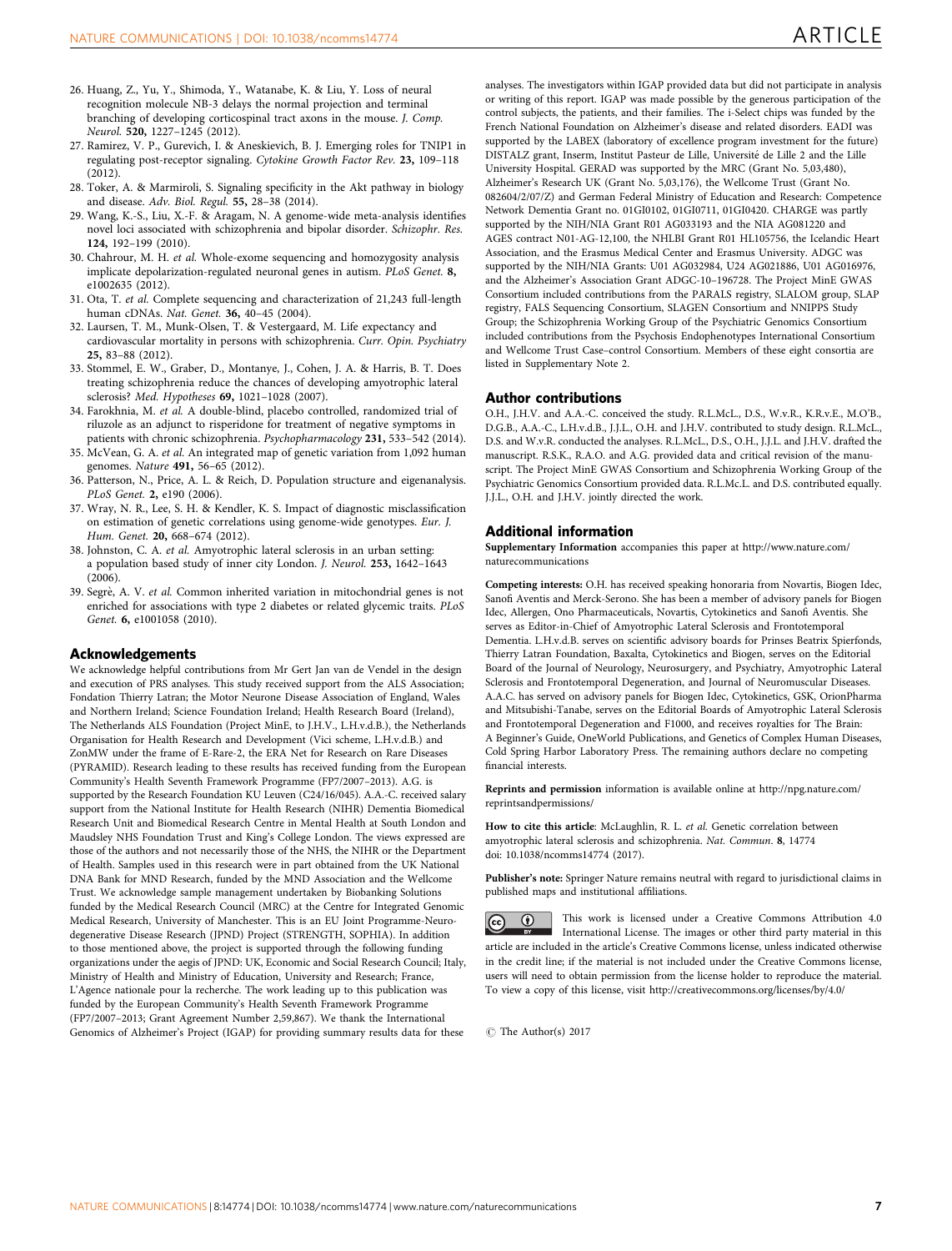26. Huang, Z., Yu, Y., Shimoda, Y., Watanabe, K. & Liu, Y. Loss of neural recognition molecule NB-3 delays the normal projection and terminal branching of developing corticospinal tract axons in the mouse. *J. Comp. Neurol.* **520,** 1227–1245 (2012).
27. Ramirez, V. P., Gurevich, I. & Aneskievich, B. J. Emerging roles for TNIP1 in regulating post-receptor signaling. *Cytokine Growth Factor Rev.* **23,** 109–118 (2012).
28. Toker, A. & Marmiroli, S. Signaling specificity in the Akt pathway in biology and disease. *Adv. Biol. Regul.* **55,** 28–38 (2014).
29. Wang, K.-S., Liu, X.-F. & Aragam, N. A genome-wide meta-analysis identifies novel loci associated with schizophrenia and bipolar disorder. *Schizophr. Res.* **124,** 192–199 (2010).
30. Chahrour, M. H. *et al.* Whole-exome sequencing and homozygosity analysis implicate depolarization-regulated neuronal genes in autism. *PLoS Genet.* **8,** e1002635 (2012).
31. Ota, T. *et al.* Complete sequencing and characterization of 21,243 full-length human cDNAs. *Nat. Genet.* **36,** 40–45 (2004).
32. Laursen, T. M., Munk-Olsen, T. & Vestergaard, M. Life expectancy and cardiovascular mortality in persons with schizophrenia. *Curr. Opin. Psychiatry* **25,** 83–88 (2012).
33. Stommel, E. W., Graber, D., Montanye, J., Cohen, J. A. & Harris, B. T. Does treating schizophrenia reduce the chances of developing amyotrophic lateral sclerosis? *Med. Hypotheses* **69,** 1021–1028 (2007).
34. Farokhnia, M. *et al.* A double-blind, placebo controlled, randomized trial of riluzole as an adjunct to risperidone for treatment of negative symptoms in patients with chronic schizophrenia. *Psychopharmacology* **231,** 533–542 (2014).
35. McVean, G. A. *et al.* An integrated map of genetic variation from 1,092 human genomes. *Nature* **491,** 56–65 (2012).
36. Patterson, N., Price, A. L. & Reich, D. Population structure and eigenanalysis. *PLoS Genet.* **2,** e190 (2006).
37. Wray, N. R., Lee, S. H. & Kendler, K. S. Impact of diagnostic misclassification on estimation of genetic correlations using genome-wide genotypes. *Eur. J. Hum. Genet.* **20,** 668–674 (2012).
38. Johnston, C. A. *et al.* Amyotrophic lateral sclerosis in an urban setting: a population based study of inner city London. *J. Neurol.* **253,** 1642–1643 (2006).
39. Segrè, A. V. *et al.* Common inherited variation in mitochondrial genes is not enriched for associations with type 2 diabetes or related glycemic traits. *PLoS Genet.* **6,** e1001058 (2010).

## Acknowledgements

We acknowledge helpful contributions from Mr Gert Jan van de Vendel in the design and execution of PRS analyses. This study received support from the ALS Association; Fondation Thierry Latran; the Motor Neurone Disease Association of England, Wales and Northern Ireland; Science Foundation Ireland; Health Research Board (Ireland), The Netherlands ALS Foundation (Project MinE, to J.H.V., L.H.v.d.B.), the Netherlands Organisation for Health Research and Development (Vici scheme, L.H.v.d.B.) and ZonMW under the frame of E-Rare-2, the ERA Net for Research on Rare Diseases (PYRAMID). Research leading to these results has received funding from the European Community's Health Seventh Framework Programme (FP7/2007–2013). A.G. is supported by the Research Foundation KU Leuven (C24/16/045). A.A.-C. received salary support from the National Institute for Health Research (NIHR) Dementia Biomedical Research Unit and Biomedical Research Centre in Mental Health at South London and Maudsley NHS Foundation Trust and King's College London. The views expressed are those of the authors and not necessarily those of the NHS, the NIHR or the Department of Health. Samples used in this research were in part obtained from the UK National DNA Bank for MND Research, funded by the MND Association and the Wellcome Trust. We acknowledge sample management undertaken by Biobanking Solutions funded by the Medical Research Council (MRC) at the Centre for Integrated Genomic Medical Research, University of Manchester. This is an EU Joint Programme-Neurodegenerative Disease Research (JPND) Project (STRENGTH, SOPHIA). In addition to those mentioned above, the project is supported through the following funding organizations under the aegis of JPND: UK, Economic and Social Research Council; Italy, Ministry of Health and Ministry of Education, University and Research; France, L'Agence nationale pour la recherche. The work leading up to this publication was funded by the European Community's Health Seventh Framework Programme (FP7/2007–2013; Grant Agreement Number 2,59,867). We thank the International Genomics of Alzheimer's Project (IGAP) for providing summary results data for these analyses. The investigators within IGAP provided data but did not participate in analysis or writing of this report. IGAP was made possible by the generous participation of the control subjects, the patients, and their families. The i-Select chips was funded by the French National Foundation on Alzheimer's disease and related disorders. EADI was supported by the LABEX (laboratory of excellence program investment for the future) DISTALZ grant, Inserm, Institut Pasteur de Lille, Université de Lille 2 and the Lille University Hospital. GERAD was supported by the MRC (Grant No. 5,03,480), Alzheimer's Research UK (Grant No. 5,03,176), the Wellcome Trust (Grant No. 082604/2/07/Z) and German Federal Ministry of Education and Research: Competence Network Dementia Grant no. 01GI0102, 01GI0711, 01GI0420. CHARGE was partly supported by the NIH/NIA Grant R01 AG033193 and the NIA AG081220 and AGES contract N01-AG-12,100, the NHLBI Grant R01 HL105756, the Icelandic Heart Association, and the Erasmus Medical Center and Erasmus University. ADGC was supported by the NIH/NIA Grants: U01 AG032984, U24 AG021886, U01 AG016976, and the Alzheimer's Association Grant ADGC-10–196728. The Project MinE GWAS Consortium included contributions from the PARALS registry, SLALOM group, SLAP registry, FALS Sequencing Consortium, SLAGEN Consortium and NNIPPS Study Group; the Schizophrenia Working Group of the Psychiatric Genomics Consortium included contributions from the Psychosis Endophenotypes International Consortium and Wellcome Trust Case–control Consortium. Members of these eight consortia are listed in Supplementary Note 2.

## Author contributions

O.H., J.H.V. and A.A.-C. conceived the study. R.L.McL., D.S., W.v.R., K.R.v.E., M.O'B., D.G.B., A.A.-C., L.H.v.d.B., J.J.L., O.H. and J.H.V. contributed to study design. R.L.McL., D.S. and W.v.R. conducted the analyses. R.L.McL., D.S., O.H., J.J.L. and J.H.V. drafted the manuscript. R.S.K., R.A.O. and A.G. provided data and critical revision of the manuscript. The Project MinE GWAS Consortium and Schizophrenia Working Group of the Psychiatric Genomics Consortium provided data. R.L.Mc.L. and D.S. contributed equally. J.J.L., O.H. and J.H.V. jointly directed the work.

## Additional information

**Supplementary Information** accompanies this paper at http://www.nature.com/naturecommunications

**Competing interests:** O.H. has received speaking honoraria from Novartis, Biogen Idec, Sanofi Aventis and Merck-Serono. She has been a member of advisory panels for Biogen Idec, Allergen, Ono Pharmaceuticals, Novartis, Cytokinetics and Sanofi Aventis. She serves as Editor-in-Chief of Amyotrophic Lateral Sclerosis and Frontotemporal Dementia. L.H.v.d.B. serves on scientific advisory boards for Prinses Beatrix Spierfonds, Thierry Latran Foundation, Baxalta, Cytokinetics and Biogen, serves on the Editorial Board of the Journal of Neurology, Neurosurgery, and Psychiatry, Amyotrophic Lateral Sclerosis and Frontotemporal Degeneration, and Journal of Neuromuscular Diseases. A.A.C. has served on advisory panels for Biogen Idec, Cytokinetics, GSK, OrionPharma and Mitsubishi-Tanabe, serves on the Editorial Boards of Amyotrophic Lateral Sclerosis and Frontotemporal Degeneration and F1000, and receives royalties for The Brain: A Beginner's Guide, OneWorld Publications, and Genetics of Complex Human Diseases, Cold Spring Harbor Laboratory Press. The remaining authors declare no competing financial interests.

**Reprints and permission** information is available online at http://npg.nature.com/reprintsandpermissions/

**How to cite this article**: McLaughlin, R. L. *et al.* Genetic correlation between amyotrophic lateral sclerosis and schizophrenia. *Nat. Commun.* **8**, 14774 doi: 10.1038/ncomms14774 (2017).

**Publisher's note:** Springer Nature remains neutral with regard to jurisdictional claims in published maps and institutional affiliations.

This work is licensed under a Creative Commons Attribution 4.0 International License. The images or other third party material in this article are included in the article's Creative Commons license, unless indicated otherwise in the credit line; if the material is not included under the Creative Commons license, users will need to obtain permission from the license holder to reproduce the material. To view a copy of this license, visit http://creativecommons.org/licenses/by/4.0/

© The Author(s) 2017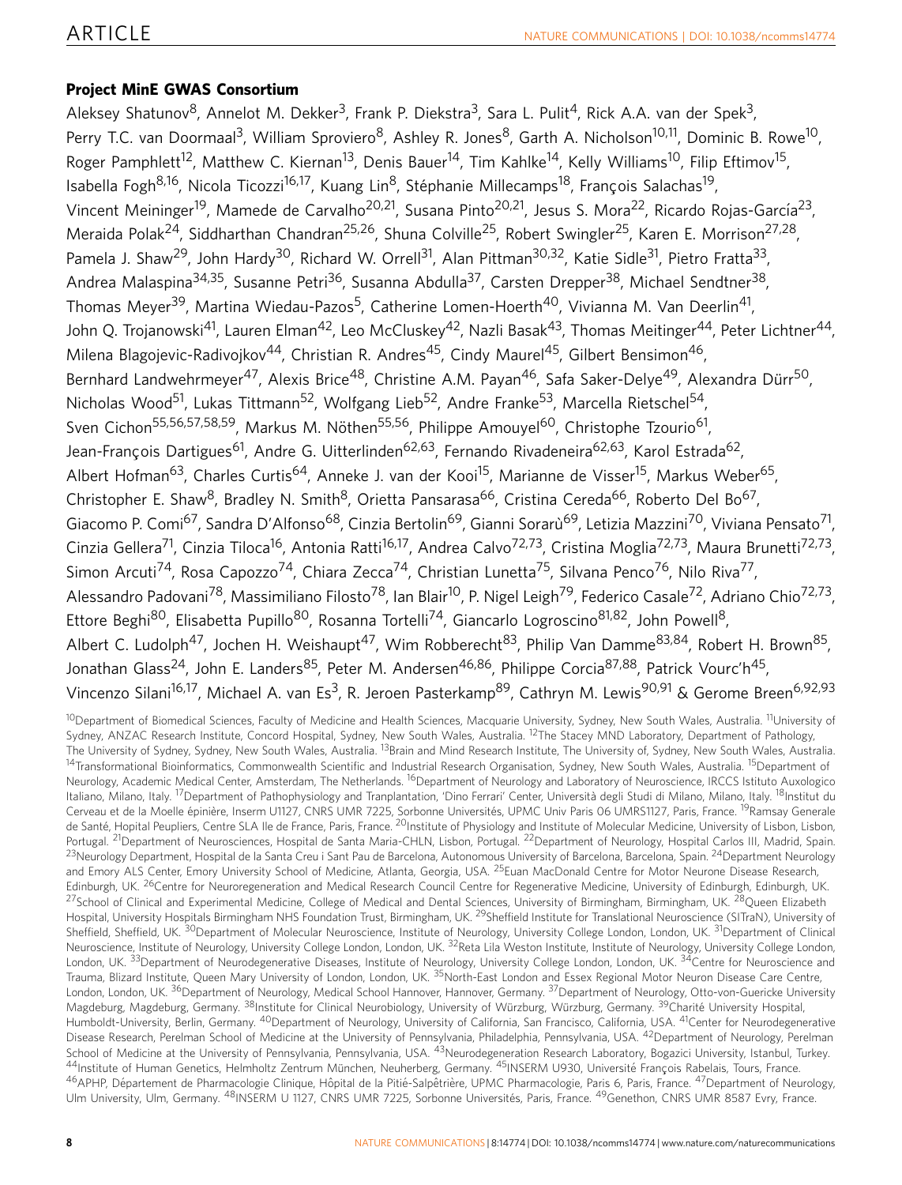## Project MinE GWAS Consortium

Aleksey Shatunov[8], Annelot M. Dekker[3], Frank P. Diekstra[3], Sara L. Pulit[4], Rick A.A. van der Spek[3], Perry T.C. van Doormaal[3], William Sproviero[8], Ashley R. Jones[8], Garth A. Nicholson[10,11], Dominic B. Rowe[10], Roger Pamphlett[12], Matthew C. Kiernan[13], Denis Bauer[14], Tim Kahlke[14], Kelly Williams[10], Filip Eftimov[15], Isabella Fogh[8,16], Nicola Ticozzi[16,17], Kuang Lin[8], Stéphanie Millecamps[18], François Salachas[19], Vincent Meininger[19], Mamede de Carvalho[20,21], Susana Pinto[20,21], Jesus S. Mora[22], Ricardo Rojas-García[23], Meraida Polak[24], Siddharthan Chandran[25,26], Shuna Colville[25], Robert Swingler[25], Karen E. Morrison[27,28], Pamela J. Shaw[29], John Hardy[30], Richard W. Orrell[31], Alan Pittman[30,32], Katie Sidle[31], Pietro Fratta[33], Andrea Malaspina[34,35], Susanne Petri[36], Susanna Abdulla[37], Carsten Drepper[38], Michael Sendtner[38], Thomas Meyer[39], Martina Wiedau-Pazos[5], Catherine Lomen-Hoerth[40], Vivianna M. Van Deerlin[41], John Q. Trojanowski[41], Lauren Elman[42], Leo McCluskey[42], Nazli Basak[43], Thomas Meitinger[44], Peter Lichtner[44], Milena Blagojevic-Radivojkov[44], Christian R. Andres[45], Cindy Maurel[45], Gilbert Bensimon[46], Bernhard Landwehrmeyer[47], Alexis Brice[48], Christine A.M. Payan[46], Safa Saker-Delye[49], Alexandra Dürr[50], Nicholas Wood[51], Lukas Tittmann[52], Wolfgang Lieb[52], Andre Franke[53], Marcella Rietschel[54], Sven Cichon[55,56,57,58,59], Markus M. Nöthen[55,56], Philippe Amouyel[60], Christophe Tzourio[61], Jean-François Dartigues[61], Andre G. Uitterlinden[62,63], Fernando Rivadeneira[62,63], Karol Estrada[62], Albert Hofman[63], Charles Curtis[64], Anneke J. van der Kooi[15], Marianne de Visser[15], Markus Weber[65], Christopher E. Shaw[8], Bradley N. Smith[8], Orietta Pansarasa[66], Cristina Cereda[66], Roberto Del Bo[67], Giacomo P. Comi[67], Sandra D'Alfonso[68], Cinzia Bertolin[69], Gianni Sorarù[69], Letizia Mazzini[70], Viviana Pensato[71], Cinzia Gellera[71], Cinzia Tiloca[16], Antonia Ratti[16,17], Andrea Calvo[72,73], Cristina Moglia[72,73], Maura Brunetti[72,73], Simon Arcuti[74], Rosa Capozzo[74], Chiara Zecca[74], Christian Lunetta[75], Silvana Penco[76], Nilo Riva[77], Alessandro Padovani[78], Massimiliano Filosto[78], Ian Blair[10], P. Nigel Leigh[79], Federico Casale[72], Adriano Chio[72,73], Ettore Beghi[80], Elisabetta Pupillo[80], Rosanna Tortelli[74], Giancarlo Logroscino[81,82], John Powell[8], Albert C. Ludolph[47], Jochen H. Weishaupt[47], Wim Robberecht[83], Philip Van Damme[83,84], Robert H. Brown[85], Jonathan Glass[24], John E. Landers[85], Peter M. Andersen[46,86], Philippe Corcia[87,88], Patrick Vourc'h[45], Vincenzo Silani[16,17], Michael A. van Es[3], R. Jeroen Pasterkamp[89], Cathryn M. Lewis[90,91] & Gerome Breen[6,92,93]

[10]Department of Biomedical Sciences, Faculty of Medicine and Health Sciences, Macquarie University, Sydney, New South Wales, Australia. [11]University of Sydney, ANZAC Research Institute, Concord Hospital, Sydney, New South Wales, Australia. [12]The Stacey MND Laboratory, Department of Pathology, The University of Sydney, Sydney, New South Wales, Australia. [13]Brain and Mind Research Institute, The University of, Sydney, New South Wales, Australia. [14]Transformational Bioinformatics, Commonwealth Scientific and Industrial Research Organisation, Sydney, New South Wales, Australia. [15]Department of Neurology, Academic Medical Center, Amsterdam, The Netherlands. [16]Department of Neurology and Laboratory of Neuroscience, IRCCS Istituto Auxologico Italiano, Milano, Italy. [17]Department of Pathophysiology and Tranplantation, 'Dino Ferrari' Center, Università degli Studi di Milano, Milano, Italy. [18]Institut du Cerveau et de la Moelle épinière, Inserm U1127, CNRS UMR 7225, Sorbonne Universités, UPMC Univ Paris 06 UMRS1127, Paris, France. [19]Ramsay Generale de Santé, Hopital Peupliers, Centre SLA Ile de France, Paris, France. [20]Institute of Physiology and Institute of Molecular Medicine, University of Lisbon, Lisbon, Portugal. [21]Department of Neurosciences, Hospital de Santa Maria-CHLN, Lisbon, Portugal. [22]Department of Neurology, Hospital Carlos III, Madrid, Spain. [23]Neurology Department, Hospital de la Santa Creu i Sant Pau de Barcelona, Autonomous University of Barcelona, Barcelona, Spain. [24]Department Neurology and Emory ALS Center, Emory University School of Medicine, Atlanta, Georgia, USA. [25]Euan MacDonald Centre for Motor Neurone Disease Research, Edinburgh, UK. [26]Centre for Neuroregeneration and Medical Research Council Centre for Regenerative Medicine, University of Edinburgh, Edinburgh, UK. [27]School of Clinical and Experimental Medicine, College of Medical and Dental Sciences, University of Birmingham, Birmingham, UK. [28]Queen Elizabeth Hospital, University Hospitals Birmingham NHS Foundation Trust, Birmingham, UK. [29]Sheffield Institute for Translational Neuroscience (SITraN), University of Sheffield, Sheffield, UK. [30]Department of Molecular Neuroscience, Institute of Neurology, University College London, London, UK. [31]Department of Clinical Neuroscience, Institute of Neurology, University College London, London, UK. [32]Reta Lila Weston Institute, Institute of Neurology, University College London, London, UK. [33]Department of Neurodegenerative Diseases, Institute of Neurology, University College London, London, UK. [34]Centre for Neuroscience and Trauma, Blizard Institute, Queen Mary University of London, London, UK. [35]North-East London and Essex Regional Motor Neuron Disease Care Centre, London, London, UK. [36]Department of Neurology, Medical School Hannover, Hannover, Germany. [37]Department of Neurology, Otto-von-Guericke University Magdeburg, Magdeburg, Germany. [38]Institute for Clinical Neurobiology, University of Würzburg, Würzburg, Germany. [39]Charité University Hospital, Humboldt-University, Berlin, Germany. [40]Department of Neurology, University of California, San Francisco, California, USA. [41]Center for Neurodegenerative Disease Research, Perelman School of Medicine at the University of Pennsylvania, Philadelphia, Pennsylvania, USA. [42]Department of Neurology, Perelman School of Medicine at the University of Pennsylvania, Pennsylvania, USA. [43]Neurodegeneration Research Laboratory, Bogazici University, Istanbul, Turkey. [44]Institute of Human Genetics, Helmholtz Zentrum München, Neuherberg, Germany. [45]INSERM U930, Université François Rabelais, Tours, France. [46]APHP, Département de Pharmacologie Clinique, Hôpital de la Pitié-Salpêtrière, UPMC Pharmacologie, Paris 6, Paris, France. [47]Department of Neurology, Ulm University, Ulm, Germany. [48]INSERM U 1127, CNRS UMR 7225, Sorbonne Universités, Paris, France. [49]Genethon, CNRS UMR 8587 Evry, France.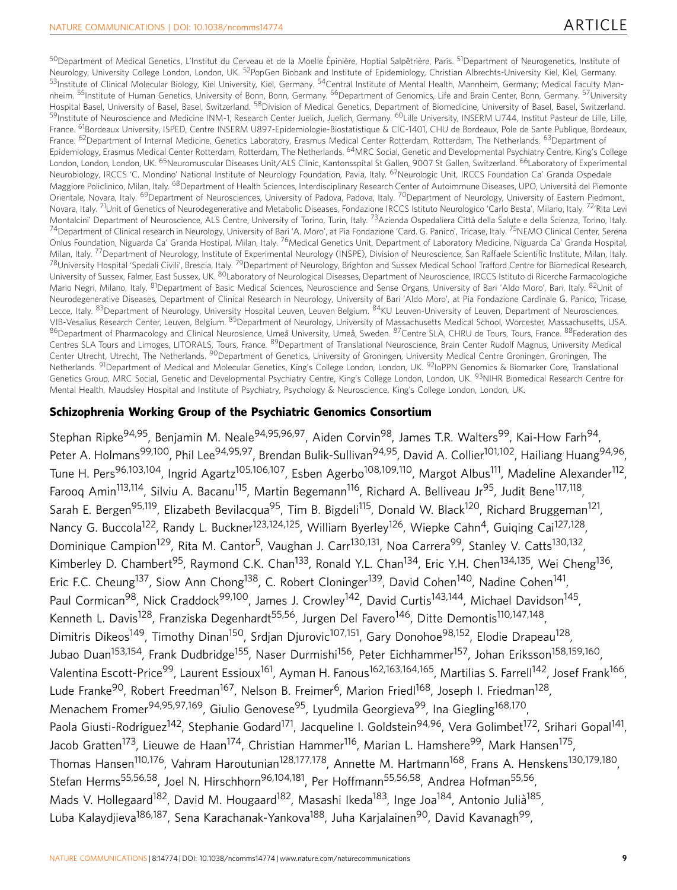[50]Department of Medical Genetics, L'Institut du Cerveau et de la Moelle Épinière, Hoptial Salpêtrière, Paris. [51]Department of Neurogenetics, Institute of Neurology, University College London, London, UK. [52]PopGen Biobank and Institute of Epidemiology, Christian Albrechts-University Kiel, Kiel, Germany. [53]Institute of Clinical Molecular Biology, Kiel University, Kiel, Germany. [54]Central Institute of Mental Health, Mannheim, Germany; Medical Faculty Mannheim. [55]Institute of Human Genetics, University of Bonn, Bonn, Germany. [56]Department of Genomics, Life and Brain Center, Bonn, Germany. [57]University Hospital Basel, University of Basel, Basel, Switzerland. [58]Division of Medical Genetics, Department of Biomedicine, University of Basel, Basel, Switzerland. [59]Institute of Neuroscience and Medicine INM-1, Research Center Juelich, Juelich, Germany. [60]Lille University, INSERM U744, Institut Pasteur de Lille, Lille, France. [61]Bordeaux University, ISPED, Centre INSERM U897-Epidemiologie-Biostatistique & CIC-1401, CHU de Bordeaux, Pole de Sante Publique, Bordeaux, France. [62]Department of Internal Medicine, Genetics Laboratory, Erasmus Medical Center Rotterdam, Rotterdam, The Netherlands. [63]Department of Epidemiology, Erasmus Medical Center Rotterdam, Rotterdam, The Netherlands. [64]MRC Social, Genetic and Developmental Psychiatry Centre, King's College London, London, London, UK. [65]Neuromuscular Diseases Unit/ALS Clinic, Kantonsspital St Gallen, 9007 St Gallen, Switzerland. [66]Laboratory of Experimental Neurobiology, IRCCS 'C. Mondino' National Institute of Neurology Foundation, Pavia, Italy. [67]Neurologic Unit, IRCCS Foundation Ca' Granda Ospedale Maggiore Policlinico, Milan, Italy. [68]Department of Health Sciences, Interdisciplinary Research Center of Autoimmune Diseases, UPO, Università del Piemonte Orientale, Novara, Italy. [69]Department of Neurosciences, University of Padova, Padova, Italy. [70]Department of Neurology, University of Eastern Piedmont, Novara, Italy. [71]Unit of Genetics of Neurodegenerative and Metabolic Diseases, Fondazione IRCCS Istituto Neurologico 'Carlo Besta', Milano, Italy. [72]'Rita Levi Montalcini' Department of Neuroscience, ALS Centre, University of Torino, Turin, Italy. [73]Azienda Ospedaliera Città della Salute e della Scienza, Torino, Italy. [74]Department of Clinical research in Neurology, University of Bari 'A. Moro', at Pia Fondazione 'Card. G. Panico', Tricase, Italy. [75]NEMO Clinical Center, Serena Onlus Foundation, Niguarda Ca' Granda Hostipal, Milan, Italy. [76]Medical Genetics Unit, Department of Laboratory Medicine, Niguarda Ca' Granda Hospital, Milan, Italy. [77]Department of Neurology, Institute of Experimental Neurology (INSPE), Division of Neuroscience, San Raffaele Scientific Institute, Milan, Italy. [78]University Hospital 'Spedali Civili', Brescia, Italy. [79]Department of Neurology, Brighton and Sussex Medical School Trafford Centre for Biomedical Research, University of Sussex, Falmer, East Sussex, UK. [80]Laboratory of Neurological Diseases, Department of Neuroscience, IRCCS Istituto di Ricerche Farmacologiche Mario Negri, Milano, Italy. [81]Department of Basic Medical Sciences, Neuroscience and Sense Organs, University of Bari 'Aldo Moro', Bari, Italy. [82]Unit of Neurodegenerative Diseases, Department of Clinical Research in Neurology, University of Bari 'Aldo Moro', at Pia Fondazione Cardinale G. Panico, Tricase, Lecce, Italy. [83]Department of Neurology, University Hospital Leuven, Leuven Belgium. [84]KU Leuven-University of Leuven, Department of Neurosciences, VIB-Vesalius Research Center, Leuven, Belgium. [85]Department of Neurology, University of Massachusetts Medical School, Worcester, Massachusetts, USA. [86]Department of Pharmacology and Clinical Neurosience, Umeå University, Umeå, Sweden. [87]Centre SLA, CHRU de Tours, Tours, France. [88]Federation des Centres SLA Tours and Limoges, LITORALS, Tours, France. [89]Department of Translational Neuroscience, Brain Center Rudolf Magnus, University Medical Center Utrecht, Utrecht, The Netherlands. [90]Department of Genetics, University of Groningen, University Medical Centre Groningen, Groningen, The Netherlands. [91]Department of Medical and Molecular Genetics, King's College London, London, UK. [92]IoPPN Genomics & Biomarker Core, Translational Genetics Group, MRC Social, Genetic and Developmental Psychiatry Centre, King's College London, London, UK. [93]NIHR Biomedical Research Centre for Mental Health, Maudsley Hospital and Institute of Psychiatry, Psychology & Neuroscience, King's College London, London, UK.

## Schizophrenia Working Group of the Psychiatric Genomics Consortium

Stephan Ripke[94,95], Benjamin M. Neale[94,95,96,97], Aiden Corvin[98], James T.R. Walters[99], Kai-How Farh[94], Peter A. Holmans[99,100], Phil Lee[94,95,97], Brendan Bulik-Sullivan[94,95], David A. Collier[101,102], Hailiang Huang[94,96], Tune H. Pers[96,103,104], Ingrid Agartz[105,106,107], Esben Agerbo[108,109,110], Margot Albus[111], Madeline Alexander[112], Farooq Amin[113,114], Silviu A. Bacanu[115], Martin Begemann[116], Richard A. Belliveau Jr[95], Judit Bene[117,118], Sarah E. Bergen[95,119], Elizabeth Bevilacqua[95], Tim B. Bigdeli[115], Donald W. Black[120], Richard Bruggeman[121], Nancy G. Buccola[122], Randy L. Buckner[123,124,125], William Byerley[126], Wiepke Cahn[4], Guiqing Cai[127,128], Dominique Campion[129], Rita M. Cantor[5], Vaughan J. Carr[130,131], Noa Carrera[99], Stanley V. Catts[130,132], Kimberley D. Chambert[95], Raymond C.K. Chan[133], Ronald Y.L. Chan[134], Eric Y.H. Chen[134,135], Wei Cheng[136], Eric F.C. Cheung[137], Siow Ann Chong[138], C. Robert Cloninger[139], David Cohen[140], Nadine Cohen[141], Paul Cormican[98], Nick Craddock[99,100], James J. Crowley[142], David Curtis[143,144], Michael Davidson[145], Kenneth L. Davis[128], Franziska Degenhardt[55,56], Jurgen Del Favero[146], Ditte Demontis[110,147,148], Dimitris Dikeos[149], Timothy Dinan[150], Srdjan Djurovic[107,151], Gary Donohoe[98,152], Elodie Drapeau[128], Jubao Duan[153,154], Frank Dudbridge[155], Naser Durmishi[156], Peter Eichhammer[157], Johan Eriksson[158,159,160], Valentina Escott-Price[99], Laurent Essioux[161], Ayman H. Fanous[162,163,164,165], Martilias S. Farrell[142], Josef Frank[166], Lude Franke[90], Robert Freedman[167], Nelson B. Freimer[6], Marion Friedl[168], Joseph I. Friedman[128], Menachem Fromer[94,95,97,169], Giulio Genovese[95], Lyudmila Georgieva[99], Ina Giegling[168,170], Paola Giusti-Rodríguez[142], Stephanie Godard[171], Jacqueline I. Goldstein[94,96], Vera Golimbet[172], Srihari Gopal[141], Jacob Gratten[173], Lieuwe de Haan[174], Christian Hammer[116], Marian L. Hamshere[99], Mark Hansen[175], Thomas Hansen[110,176], Vahram Haroutunian[128,177,178], Annette M. Hartmann[168], Frans A. Henskens[130,179,180], Stefan Herms[55,56,58], Joel N. Hirschhorn[96,104,181], Per Hoffmann[55,56,58], Andrea Hofman[55,56], Mads V. Hollegaard[182], David M. Hougaard[182], Masashi Ikeda[183], Inge Joa[184], Antonio Julià[185], Luba Kalaydjieva[186,187], Sena Karachanak-Yankova[188], Juha Karjalainen[90], David Kavanagh[99],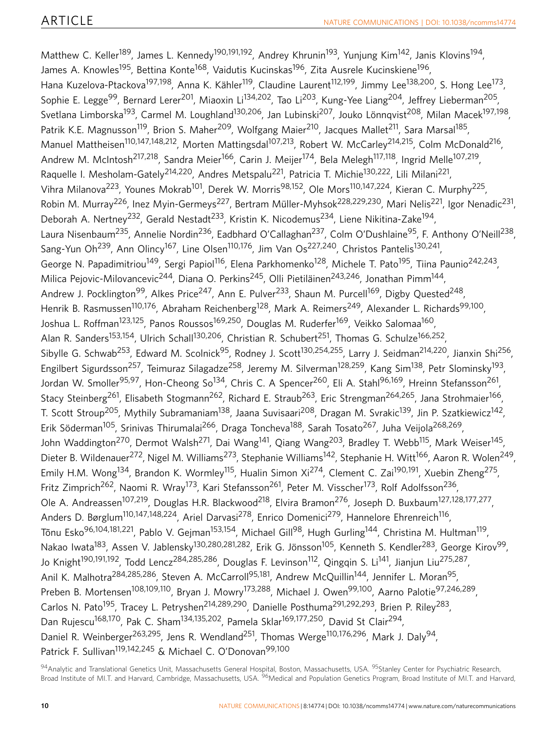Matthew C. Keller[189], James L. Kennedy[190,191,192], Andrey Khrunin[193], Yunjung Kim[142], Janis Klovins[194], James A. Knowles[195], Bettina Konte[168], Vaidutis Kucinskas[196], Zita Ausrele Kucinskiene[196], Hana Kuzelova-Ptackova[197,198], Anna K. Kähler[119], Claudine Laurent[112,199], Jimmy Lee[138,200], S. Hong Lee[173], Sophie E. Legge[99], Bernard Lerer[201], Miaoxin Li[134,202], Tao Li[203], Kung-Yee Liang[204], Jeffrey Lieberman[205], Svetlana Limborska[193], Carmel M. Loughland[130,206], Jan Lubinski[207], Jouko Lönnqvist[208], Milan Macek[197,198], Patrik K.E. Magnusson[119], Brion S. Maher[209], Wolfgang Maier[210], Jacques Mallet[211], Sara Marsal[185], Manuel Mattheisen[110,147,148,212], Morten Mattingsdal[107,213], Robert W. McCarley[214,215], Colm McDonald[216], Andrew M. McIntosh[217,218], Sandra Meier[166], Carin J. Meijer[174], Bela Melegh[117,118], Ingrid Melle[107,219], Raquelle I. Mesholam-Gately[214,220], Andres Metspalu[221], Patricia T. Michie[130,222], Lili Milani[221], Vihra Milanova[223], Younes Mokrab[101], Derek W. Morris[98,152], Ole Mors[110,147,224], Kieran C. Murphy[225], Robin M. Murray[226], Inez Myin-Germeys[227], Bertram Müller-Myhsok[228,229,230], Mari Nelis[221], Igor Nenadic[231], Deborah A. Nertney[232], Gerald Nestadt[233], Kristin K. Nicodemus[234], Liene Nikitina-Zake[194], Laura Nisenbaum[235], Annelie Nordin[236], Eadbhard O'Callaghan[237], Colm O'Dushlaine[95], F. Anthony O'Neill[238], Sang-Yun Oh[239], Ann Olincy[167], Line Olsen[110,176], Jim Van Os[227,240], Christos Pantelis[130,241], George N. Papadimitriou[149], Sergi Papiol[116], Elena Parkhomenko[128], Michele T. Pato[195], Tiina Paunio[242,243], Milica Pejovic-Milovancevic[244], Diana O. Perkins[245], Olli Pietiläinen[243,246], Jonathan Pimm[144], Andrew J. Pocklington[99], Alkes Price[247], Ann E. Pulver[233], Shaun M. Purcell[169], Digby Quested[248], Henrik B. Rasmussen[110,176], Abraham Reichenberg[128], Mark A. Reimers[249], Alexander L. Richards[99,100], Joshua L. Roffman[123,125], Panos Roussos[169,250], Douglas M. Ruderfer[169], Veikko Salomaa[160], Alan R. Sanders[153,154], Ulrich Schall[130,206], Christian R. Schubert[251], Thomas G. Schulze[166,252], Sibylle G. Schwab[253], Edward M. Scolnick[95], Rodney J. Scott[130,254,255], Larry J. Seidman[214,220], Jianxin Shi[256], Engilbert Sigurdsson[257], Teimuraz Silagadze[258], Jeremy M. Silverman[128,259], Kang Sim[138], Petr Slominsky[193], Jordan W. Smoller[95,97], Hon-Cheong So[134], Chris C. A Spencer[260], Eli A. Stahl[96,169], Hreinn Stefansson[261], Stacy Steinberg[261], Elisabeth Stogmann[262], Richard E. Straub[263], Eric Strengman[264,265], Jana Strohmaier[166], T. Scott Stroup[205], Mythily Subramaniam[138], Jaana Suvisaari[208], Dragan M. Svrakic[139], Jin P. Szatkiewicz[142], Erik Söderman[105], Srinivas Thirumalai[266], Draga Toncheva[188], Sarah Tosato[267], Juha Veijola[268,269], John Waddington[270], Dermot Walsh[271], Dai Wang[141], Qiang Wang[203], Bradley T. Webb[115], Mark Weiser[145], Dieter B. Wildenauer[272], Nigel M. Williams[273], Stephanie Williams[142], Stephanie H. Witt[166], Aaron R. Wolen[249], Emily H.M. Wong[134], Brandon K. Wormley[115], Hualin Simon Xi[274], Clement C. Zai[190,191], Xuebin Zheng[275], Fritz Zimprich[262], Naomi R. Wray[173], Kari Stefansson[261], Peter M. Visscher[173], Rolf Adolfsson[236], Ole A. Andreassen[107,219], Douglas H.R. Blackwood[218], Elvira Bramon[276], Joseph D. Buxbaum[127,128,177,277], Anders D. Børglum[110,147,148,224], Ariel Darvasi[278], Enrico Domenici[279], Hannelore Ehrenreich[116], Tõnu Esko[96,104,181,221], Pablo V. Gejman[153,154], Michael Gill[98], Hugh Gurling[144], Christina M. Hultman[119], Nakao Iwata[183], Assen V. Jablensky[130,280,281,282], Erik G. Jönsson[105], Kenneth S. Kendler[283], George Kirov[99], Jo Knight[190,191,192], Todd Lencz[284,285,286], Douglas F. Levinson[112], Qingqin S. Li[141], Jianjun Liu[275,287], Anil K. Malhotra[284,285,286], Steven A. McCarroll[95,181], Andrew McQuillin[144], Jennifer L. Moran[95], Preben B. Mortensen[108,109,110], Bryan J. Mowry[173,288], Michael J. Owen[99,100], Aarno Palotie[97,246,289], Carlos N. Pato[195], Tracey L. Petryshen[214,289,290], Danielle Posthuma[291,292,293], Brien P. Riley[283], Dan Rujescu[168,170], Pak C. Sham[134,135,202], Pamela Sklar[169,177,250], David St Clair[294], Daniel R. Weinberger[263,295], Jens R. Wendland[251], Thomas Werge[110,176,296], Mark J. Daly[94], Patrick F. Sullivan[119,142,245] & Michael C. O'Donovan[99,100]

[94]Analytic and Translational Genetics Unit, Massachusetts General Hospital, Boston, Massachusetts, USA. [95]Stanley Center for Psychiatric Research, Broad Institute of MI.T. and Harvard, Cambridge, Massachusetts, USA. [96]Medical and Population Genetics Program, Broad Institute of MI.T. and Harvard,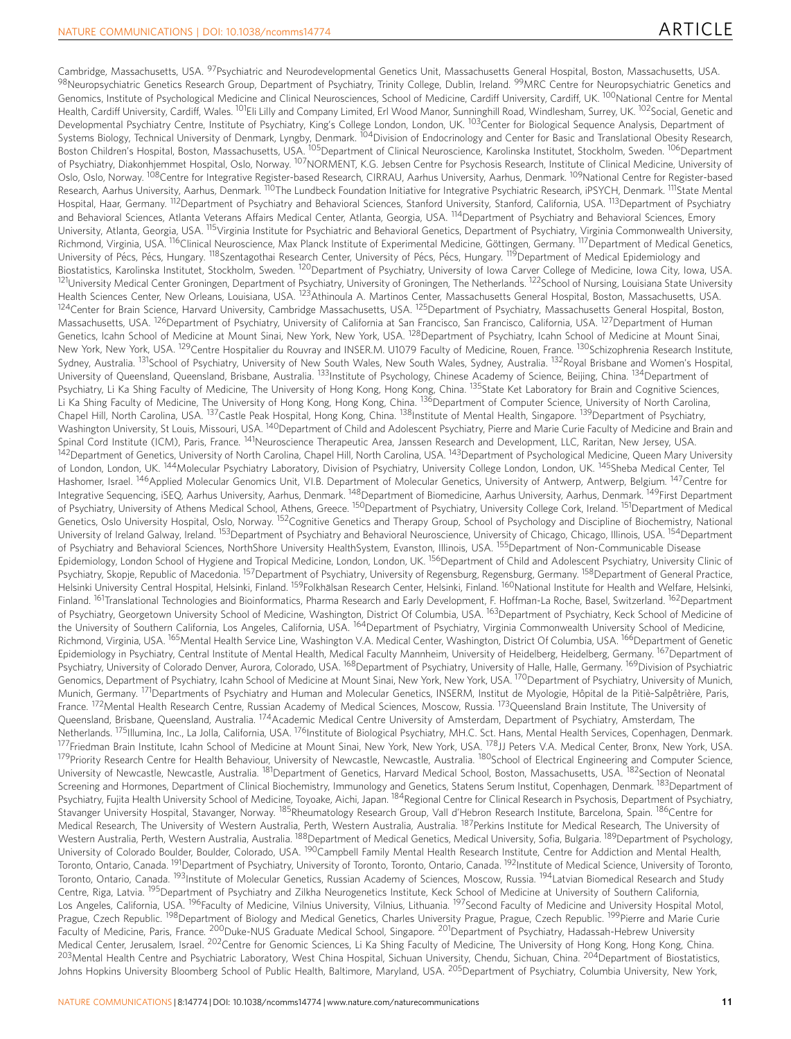Cambridge, Massachusetts, USA. [97]Psychiatric and Neurodevelopmental Genetics Unit, Massachusetts General Hospital, Boston, Massachusetts, USA. [98]Neuropsychiatric Genetics Research Group, Department of Psychiatry, Trinity College, Dublin, Ireland. [99]MRC Centre for Neuropsychiatric Genetics and Genomics, Institute of Psychological Medicine and Clinical Neurosciences, School of Medicine, Cardiff University, Cardiff, UK. [100]National Centre for Mental Health, Cardiff University, Cardiff, Wales. [101]Eli Lilly and Company Limited, Erl Wood Manor, Sunninghill Road, Windlesham, Surrey, UK. [102]Social, Genetic and Developmental Psychiatry Centre, Institute of Psychiatry, King's College London, London, UK. [103]Center for Biological Sequence Analysis, Department of Systems Biology, Technical University of Denmark, Lyngby, Denmark. [104]Division of Endocrinology and Center for Basic and Translational Obesity Research, Boston Children's Hospital, Boston, Massachusetts, USA. [105]Department of Clinical Neuroscience, Karolinska Institutet, Stockholm, Sweden. [106]Department of Psychiatry, Diakonhjemmet Hospital, Oslo, Norway. [107]NORMENT, K.G. Jebsen Centre for Psychosis Research, Institute of Clinical Medicine, University of Oslo, Oslo, Norway. [108]Centre for Integrative Register-based Research, CIRRAU, Aarhus University, Aarhus, Denmark. [109]National Centre for Register-based Research, Aarhus University, Aarhus, Denmark. [110]The Lundbeck Foundation Initiative for Integrative Psychiatric Research, iPSYCH, Denmark. [111]State Mental Hospital, Haar, Germany. [112]Department of Psychiatry and Behavioral Sciences, Stanford University, Stanford, California, USA. [113]Department of Psychiatry and Behavioral Sciences, Atlanta Veterans Affairs Medical Center, Atlanta, Georgia, USA. [114]Department of Psychiatry and Behavioral Sciences, Emory University, Atlanta, Georgia, USA. [115]Virginia Institute for Psychiatric and Behavioral Genetics, Department of Psychiatry, Virginia Commonwealth University, Richmond, Virginia, USA. [116]Clinical Neuroscience, Max Planck Institute of Experimental Medicine, Göttingen, Germany. [117]Department of Medical Genetics, University of Pécs, Pécs, Hungary. [118]Szentagothai Research Center, University of Pécs, Pécs, Hungary. [119]Department of Medical Epidemiology and Biostatistics, Karolinska Institutet, Stockholm, Sweden. [120]Department of Psychiatry, University of Iowa Carver College of Medicine, Iowa City, Iowa, USA. [121]University Medical Center Groningen, Department of Psychiatry, University of Groningen, The Netherlands. [122]School of Nursing, Louisiana State University Health Sciences Center, New Orleans, Louisiana, USA. [123]Athinoula A. Martinos Center, Massachusetts General Hospital, Boston, Massachusetts, USA. [124]Center for Brain Science, Harvard University, Cambridge Massachusetts, USA. [125]Department of Psychiatry, Massachusetts General Hospital, Boston, Massachusetts, USA. [126]Department of Psychiatry, University of California at San Francisco, San Francisco, California, USA. [127]Department of Human Genetics, Icahn School of Medicine at Mount Sinai, New York, New York, USA. [128]Department of Psychiatry, Icahn School of Medicine at Mount Sinai, New York, New York, USA. [129]Centre Hospitalier du Rouvray and INSER.M. U1079 Faculty of Medicine, Rouen, France. [130]Schizophrenia Research Institute, Sydney, Australia. [131]School of Psychiatry, University of New South Wales, New South Wales, Sydney, Australia. [132]Royal Brisbane and Women's Hospital, University of Queensland, Queensland, Brisbane, Australia. [133]Institute of Psychology, Chinese Academy of Science, Beijing, China. [134]Department of Psychiatry, Li Ka Shing Faculty of Medicine, The University of Hong Kong, Hong Kong, China. [135]State Ket Laboratory for Brain and Cognitive Sciences, Li Ka Shing Faculty of Medicine, The University of Hong Kong, Hong Kong, China. [136]Department of Computer Science, University of North Carolina, Chapel Hill, North Carolina, USA. [137]Castle Peak Hospital, Hong Kong, China. [138]Institute of Mental Health, Singapore. [139]Department of Psychiatry, Washington University, St Louis, Missouri, USA. [140]Department of Child and Adolescent Psychiatry, Pierre and Marie Curie Faculty of Medicine and Brain and Spinal Cord Institute (ICM), Paris, France. [141]Neuroscience Therapeutic Area, Janssen Research and Development, LLC, Raritan, New Jersey, USA. [142]Department of Genetics, University of North Carolina, Chapel Hill, North Carolina, USA. [143]Department of Psychological Medicine, Queen Mary University of London, London, UK. [144]Molecular Psychiatry Laboratory, Division of Psychiatry, University College London, London, UK. [145]Sheba Medical Center, Tel Hashomer, Israel. [146]Applied Molecular Genomics Unit, VI.B. Department of Molecular Genetics, University of Antwerp, Antwerp, Belgium. [147]Centre for Integrative Sequencing, iSEQ, Aarhus University, Aarhus, Denmark. [148]Department of Biomedicine, Aarhus University, Aarhus, Denmark. [149]First Department of Psychiatry, University of Athens Medical School, Athens, Greece. [150]Department of Psychiatry, University College Cork, Ireland. [151]Department of Medical Genetics, Oslo University Hospital, Oslo, Norway. [152]Cognitive Genetics and Therapy Group, School of Psychology and Discipline of Biochemistry, National University of Ireland Galway, Ireland. [153]Department of Psychiatry and Behavioral Neuroscience, University of Chicago, Chicago, Illinois, USA. [154]Department of Psychiatry and Behavioral Sciences, NorthShore University HealthSystem, Evanston, Illinois, USA. [155]Department of Non-Communicable Disease Epidemiology, London School of Hygiene and Tropical Medicine, London, London, UK. [156]Department of Child and Adolescent Psychiatry, University Clinic of Psychiatry, Skopje, Republic of Macedonia. [157]Department of Psychiatry, University of Regensburg, Regensburg, Germany. [158]Department of General Practice, Helsinki University Central Hospital, Helsinki, Finland. [159]Folkhälsan Research Center, Helsinki, Finland. [160]National Institute for Health and Welfare, Helsinki, Finland. [161]Translational Technologies and Bioinformatics, Pharma Research and Early Development, F. Hoffman-La Roche, Basel, Switzerland. [162]Department of Psychiatry, Georgetown University School of Medicine, Washington, District Of Columbia, USA. [163]Department of Psychiatry, Keck School of Medicine of the University of Southern California, Los Angeles, California, USA. [164]Department of Psychiatry, Virginia Commonwealth University School of Medicine, Richmond, Virginia, USA. [165]Mental Health Service Line, Washington V.A. Medical Center, Washington, District Of Columbia, USA. [166]Department of Genetic Epidemiology in Psychiatry, Central Institute of Mental Health, Medical Faculty Mannheim, University of Heidelberg, Heidelberg, Germany. [167]Department of Psychiatry, University of Colorado Denver, Aurora, Colorado, USA. [168]Department of Psychiatry, University of Halle, Halle, Germany. [169]Division of Psychiatric Genomics, Department of Psychiatry, Icahn School of Medicine at Mount Sinai, New York, New York, USA. [170]Department of Psychiatry, University of Munich, Munich, Germany. [171]Departments of Psychiatry and Human and Molecular Genetics, INSERM, Institut de Myologie, Hôpital de la Pitiè-Salpêtrière, Paris, France. [172]Mental Health Research Centre, Russian Academy of Medical Sciences, Moscow, Russia. [173]Queensland Brain Institute, The University of Queensland, Brisbane, Queensland, Australia. [174]Academic Medical Centre University of Amsterdam, Department of Psychiatry, Amsterdam, The Netherlands. [175]Illumina, Inc., La Jolla, California, USA. [176]Institute of Biological Psychiatry, MH.C. Sct. Hans, Mental Health Services, Copenhagen, Denmark. [177]Friedman Brain Institute, Icahn School of Medicine at Mount Sinai, New York, New York, USA. [178]JJ Peters V.A. Medical Center, Bronx, New York, USA. [179]Priority Research Centre for Health Behaviour, University of Newcastle, Newcastle, Australia. [180]School of Electrical Engineering and Computer Science, University of Newcastle, Newcastle, Australia. [181]Department of Genetics, Harvard Medical School, Boston, Massachusetts, USA. [182]Section of Neonatal Screening and Hormones, Department of Clinical Biochemistry, Immunology and Genetics, Statens Serum Institut, Copenhagen, Denmark. [183]Department of Psychiatry, Fujita Health University School of Medicine, Toyoake, Aichi, Japan. [184]Regional Centre for Clinical Research in Psychosis, Department of Psychiatry, Stavanger University Hospital, Stavanger, Norway. [185]Rheumatology Research Group, Vall d'Hebron Research Institute, Barcelona, Spain. [186]Centre for Medical Research, The University of Western Australia, Perth, Western Australia, Australia. [187]Perkins Institute for Medical Research, The University of Western Australia, Perth, Western Australia, Australia. [188]Department of Medical Genetics, Medical University, Sofia, Bulgaria. [189]Department of Psychology, University of Colorado Boulder, Boulder, Colorado, USA. [190]Campbell Family Mental Health Research Institute, Centre for Addiction and Mental Health, Toronto, Ontario, Canada. [191]Department of Psychiatry, University of Toronto, Toronto, Ontario, Canada. [192]Institute of Medical Science, University of Toronto, Toronto, Ontario, Canada. [193]Institute of Molecular Genetics, Russian Academy of Sciences, Moscow, Russia. [194]Latvian Biomedical Research and Study Centre, Riga, Latvia. [195]Department of Psychiatry and Zilkha Neurogenetics Institute, Keck School of Medicine at University of Southern California, Los Angeles, California, USA. [196]Faculty of Medicine, Vilnius University, Vilnius, Lithuania. [197]Second Faculty of Medicine and University Hospital Motol, Prague, Czech Republic. [198]Department of Biology and Medical Genetics, Charles University Prague, Prague, Czech Republic. [199]Pierre and Marie Curie Faculty of Medicine, Paris, France. [200]Duke-NUS Graduate Medical School, Singapore. [201]Department of Psychiatry, Hadassah-Hebrew University Medical Center, Jerusalem, Israel. [202]Centre for Genomic Sciences, Li Ka Shing Faculty of Medicine, The University of Hong Kong, Hong Kong, China. [203]Mental Health Centre and Psychiatric Laboratory, West China Hospital, Sichuan University, Chendu, Sichuan, China. [204]Department of Biostatistics, Johns Hopkins University Bloomberg School of Public Health, Baltimore, Maryland, USA. [205]Department of Psychiatry, Columbia University, New York,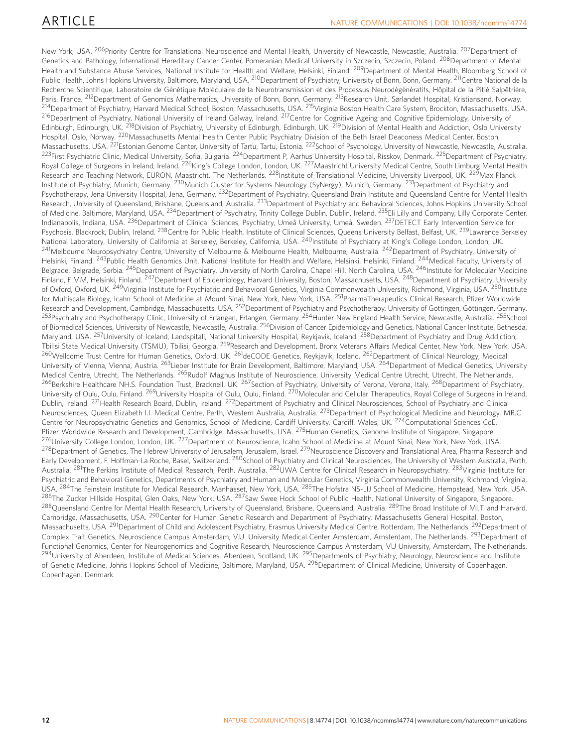New York, USA. [206]Priority Centre for Translational Neuroscience and Mental Health, University of Newcastle, Newcastle, Australia. [207]Department of Genetics and Pathology, International Hereditary Cancer Center, Pomeranian Medical University in Szczecin, Szczecin, Poland. [208]Department of Mental Health and Substance Abuse Services, National Institute for Health and Welfare, Helsinki, Finland. [209]Department of Mental Health, Bloomberg School of Public Health, Johns Hopkins University, Baltimore, Maryland, USA. [210]Department of Psychiatry, University of Bonn, Bonn, Germany. [211]Centre National de la Recherche Scientifique, Laboratoire de Génétique Moléculaire de la Neurotransmission et des Processus Neurodégénératifs, Hôpital de la Pitié Salpêtrière, Paris, France. [212]Department of Genomics Mathematics, University of Bonn, Bonn, Germany. [213]Research Unit, Sørlandet Hospital, Kristiansand, Norway. [214]Department of Psychiatry, Harvard Medical School, Boston, Massachusetts, USA. [215]Virginia Boston Health Care System, Brockton, Massachusetts, USA. [216]Department of Psychiatry, National University of Ireland Galway, Ireland. [217]Centre for Cognitive Ageing and Cognitive Epidemiology, University of Edinburgh, Edinburgh, UK. [218]Division of Psychiatry, University of Edinburgh, Edinburgh, UK. [219]Division of Mental Health and Addiction, Oslo University Hospital, Oslo, Norway. [220]Massachusetts Mental Health Center Public Psychiatry Division of the Beth Israel Deaconess Medical Center, Boston, Massachusetts, USA. [221]Estonian Genome Center, University of Tartu, Tartu, Estonia. [222]School of Psychology, University of Newcastle, Newcastle, Australia. [223]First Psychiatric Clinic, Medical University, Sofia, Bulgaria. [224]Department P, Aarhus University Hospital, Risskov, Denmark. [225]Department of Psychiatry, Royal College of Surgeons in Ireland, Ireland. [226]King's College London, London, UK. [227]Maastricht University Medical Centre, South Limburg Mental Health Research and Teaching Network, EURON, Maastricht, The Netherlands. [228]Institute of Translational Medicine, University Liverpool, UK. [229]Max Planck Institute of Psychiatry, Munich, Germany. [230]Munich Cluster for Systems Neurology (SyNergy), Munich, Germany. [231]Department of Psychiatry and Psychotherapy, Jena University Hospital, Jena, Germany. [232]Department of Psychiatry, Queensland Brain Institute and Queensland Centre for Mental Health Research, University of Queensland, Brisbane, Queensland, Australia. [233]Department of Psychiatry and Behavioral Sciences, Johns Hopkins University School of Medicine, Baltimore, Maryland, USA. [234]Department of Psychiatry, Trinity College Dublin, Dublin, Ireland. [235]Eli Lilly and Company, Lilly Corporate Center, Indianapolis, Indiana, USA. [236]Department of Clinical Sciences, Psychiatry, Umeå University, Umeå, Sweden. [237]DETECT Early Intervention Service for Psychosis, Blackrock, Dublin, Ireland. [238]Centre for Public Health, Institute of Clinical Sciences, Queens University Belfast, Belfast, UK. [239]Lawrence Berkeley National Laboratory, University of California at Berkeley, Berkeley, California, USA. [240]Institute of Psychiatry at King's College London, London, UK. [241]Melbourne Neuropsychiatry Centre, University of Melbourne & Melbourne Health, Melbourne, Australia. [242]Department of Psychiatry, University of Helsinki, Finland. [243]Public Health Genomics Unit, National Institute for Health and Welfare, Helsinki, Helsinki, Finland. [244]Medical Faculty, University of Belgrade, Belgrade, Serbia. [245]Department of Psychiatry, University of North Carolina, Chapel Hill, North Carolina, USA. [246]Institute for Molecular Medicine Finland, FIMM, Helsinki, Finland. [247]Department of Epidemiology, Harvard University, Boston, Massachusetts, USA. [248]Department of Psychiatry, University of Oxford, Oxford, UK. [249]Virginia Institute for Psychiatric and Behavioral Genetics, Virginia Commonwealth University, Richmond, Virginia, USA. [250]Institute for Multiscale Biology, Icahn School of Medicine at Mount Sinai, New York, New York, USA. [251]PharmaTherapeutics Clinical Research, Pfizer Worldwide Research and Development, Cambridge, Massachusetts, USA. [252]Department of Psychiatry and Psychotherapy, University of Gottingen, Göttingen, Germany. [253]Psychiatry and Psychotherapy Clinic, University of Erlangen, Erlangen, Germany. [254]Hunter New England Health Service, Newcastle, Australia. [255]School of Biomedical Sciences, University of Newcastle, Newcastle, Australia. [256]Division of Cancer Epidemiology and Genetics, National Cancer Institute, Bethesda, Maryland, USA. [257]University of Iceland, Landspitali, National University Hospital, Reykjavik, Iceland. [258]Department of Psychiatry and Drug Addiction, Tbilisi State Medical University (TSMU), Tbilisi, Georgia. [259]Research and Development, Bronx Veterans Affairs Medical Center, New York, New York, USA. [260]Wellcome Trust Centre for Human Genetics, Oxford, UK. [261]deCODE Genetics, Reykjavik, Iceland. [262]Department of Clinical Neurology, Medical University of Vienna, Vienna, Austria. [263]Lieber Institute for Brain Development, Baltimore, Maryland, USA. [264]Department of Medical Genetics, University Medical Centre, Utrecht, The Netherlands. [265]Rudolf Magnus Institute of Neuroscience, University Medical Centre Utrecht, Utrecht, The Netherlands. [266]Berkshire Healthcare NH.S. Foundation Trust, Bracknell, UK. [267]Section of Psychiatry, University of Verona, Verona, Italy. [268]Department of Psychiatry, University of Oulu, Oulu, Finland. [269]University Hospital of Oulu, Oulu, Finland. [270]Molecular and Cellular Therapeutics, Royal College of Surgeons in Ireland, Dublin, Ireland. [271]Health Research Board, Dublin, Ireland. [272]Department of Psychiatry and Clinical Neurosciences, School of Psychiatry and Clinical Neurosciences, Queen Elizabeth I.I. Medical Centre, Perth, Western Australia, Australia. [273]Department of Psychological Medicine and Neurology, MR.C. Centre for Neuropsychiatric Genetics and Genomics, School of Medicine, Cardiff University, Cardiff, Wales, UK. [274]Computational Sciences CoE, Pfizer Worldwide Research and Development, Cambridge, Massachusetts, USA. [275]Human Genetics, Genome Institute of Singapore, Singapore. [276]University College London, London, UK. [277]Department of Neuroscience, Icahn School of Medicine at Mount Sinai, New York, New York, USA. [278]Department of Genetics, The Hebrew University of Jerusalem, Jerusalem, Israel. [279]Neuroscience Discovery and Translational Area, Pharma Research and Early Development, F. Hoffman-La Roche, Basel, Switzerland. [280]School of Psychiatry and Clinical Neurosciences, The University of Western Australia, Perth, Australia. [281]The Perkins Institute of Medical Research, Perth, Australia. [282]UWA Centre for Clinical Research in Neuropsychiatry. [283]Virginia Institute for Psychiatric and Behavioral Genetics, Departments of Psychiatry and Human and Molecular Genetics, Virginia Commonwealth University, Richmond, Virginia, USA. [284]The Feinstein Institute for Medical Research, Manhasset, New York, USA. [285]The Hofstra NS-LIJ School of Medicine, Hempstead, New York, USA. [286]The Zucker Hillside Hospital, Glen Oaks, New York, USA. [287]Saw Swee Hock School of Public Health, National University of Singapore, Singapore. [288]Queensland Centre for Mental Health Research, University of Queensland, Brisbane, Queensland, Australia. [289]The Broad Institute of MI.T. and Harvard, Cambridge, Massachusetts, USA. [290]Center for Human Genetic Research and Department of Psychiatry, Massachusetts General Hospital, Boston, Massachusetts, USA. [291]Department of Child and Adolescent Psychiatry, Erasmus University Medical Centre, Rotterdam, The Netherlands. [292]Department of Complex Trait Genetics, Neuroscience Campus Amsterdam, V.U. University Medical Center Amsterdam, Amsterdam, The Netherlands. [293]Department of Functional Genomics, Center for Neurogenomics and Cognitive Research, Neuroscience Campus Amsterdam, VU University, Amsterdam, The Netherlands. [294]University of Aberdeen, Institute of Medical Sciences, Aberdeen, Scotland, UK. [295]Departments of Psychiatry, Neurology, Neuroscience and Institute of Genetic Medicine, Johns Hopkins School of Medicine, Baltimore, Maryland, USA. [296]Department of Clinical Medicine, University of Copenhagen, Copenhagen, Denmark.